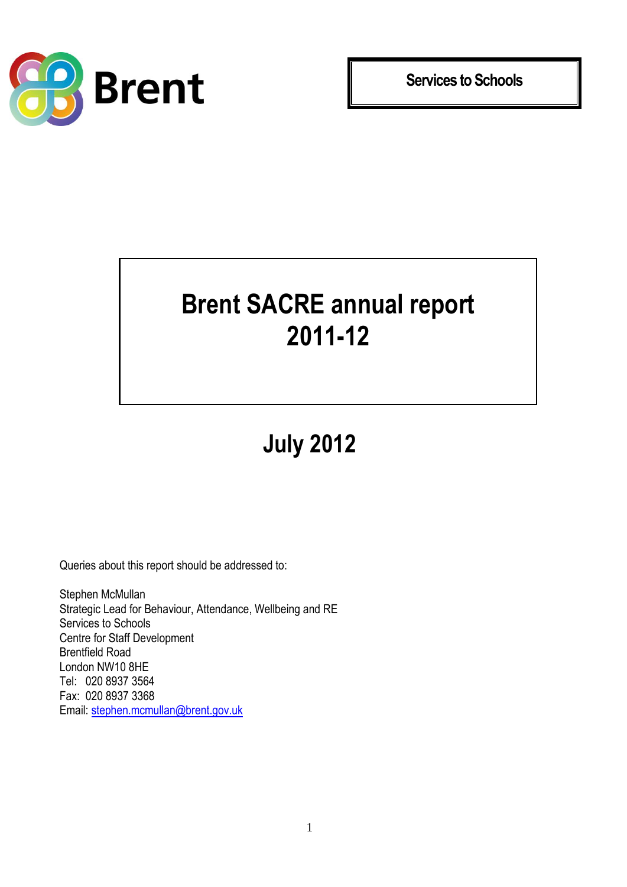Brent

**Services to Schools**

# Brent SACRE annual report 2011-12

## July 2012

Queries about this report should be addressed to:

Stephen McMullan  
Strategic Lead for Behaviour, Attendance, Wellbeing and RE  
Services to Schools  
Centre for Staff Development  
Brentfield Road  
London NW10 8HE  
Tel: 020 8937 3564  
Fax: 020 8937 3368  
Email: stephen.mcmullan@brent.gov.uk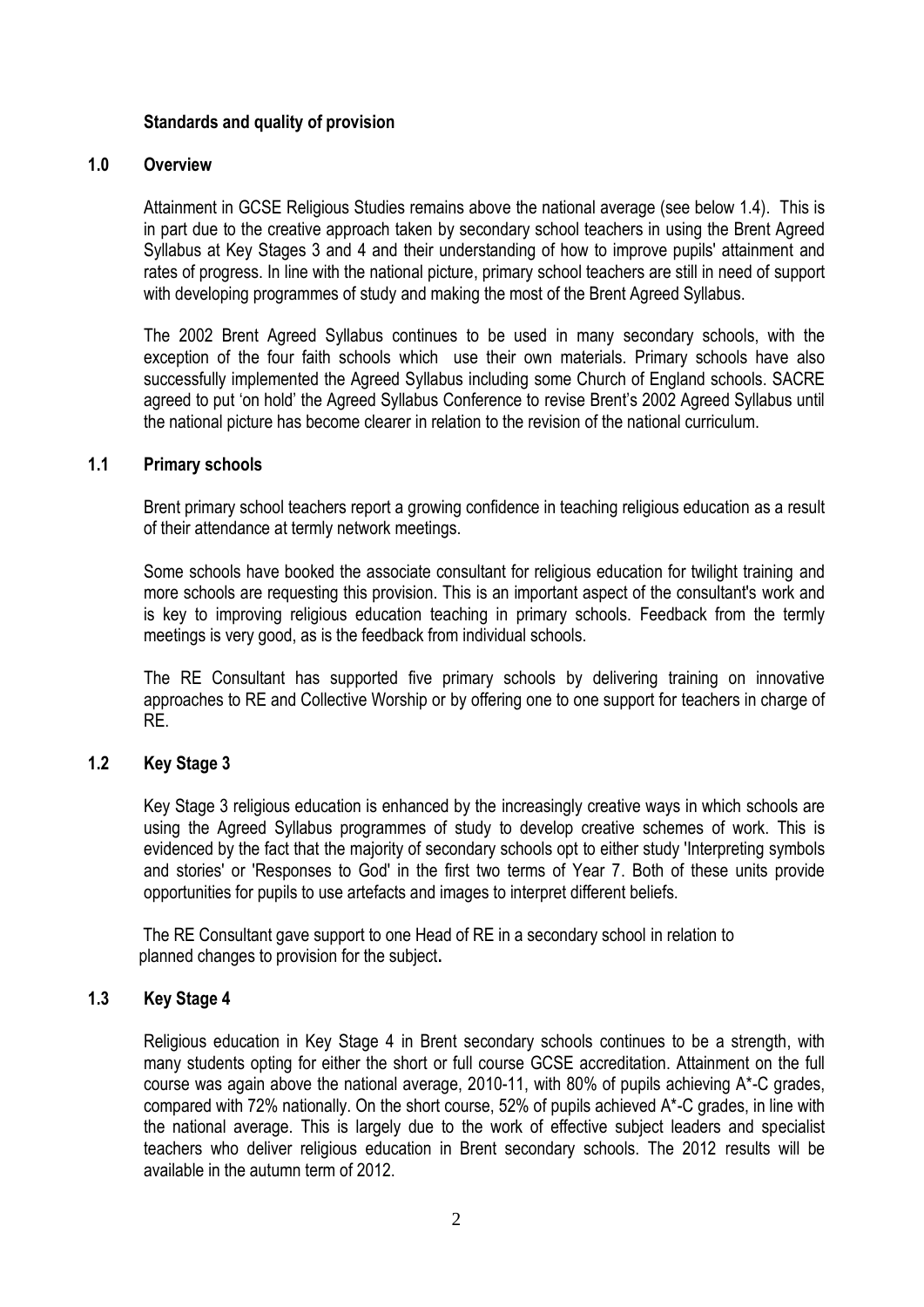## Standards and quality of provision

### 1.0 Overview

Attainment in GCSE Religious Studies remains above the national average (see below 1.4). This is in part due to the creative approach taken by secondary school teachers in using the Brent Agreed Syllabus at Key Stages 3 and 4 and their understanding of how to improve pupils' attainment and rates of progress. In line with the national picture, primary school teachers are still in need of support with developing programmes of study and making the most of the Brent Agreed Syllabus.

The 2002 Brent Agreed Syllabus continues to be used in many secondary schools, with the exception of the four faith schools which use their own materials. Primary schools have also successfully implemented the Agreed Syllabus including some Church of England schools. SACRE agreed to put 'on hold' the Agreed Syllabus Conference to revise Brent's 2002 Agreed Syllabus until the national picture has become clearer in relation to the revision of the national curriculum.

### 1.1 Primary schools

Brent primary school teachers report a growing confidence in teaching religious education as a result of their attendance at termly network meetings.

Some schools have booked the associate consultant for religious education for twilight training and more schools are requesting this provision. This is an important aspect of the consultant's work and is key to improving religious education teaching in primary schools. Feedback from the termly meetings is very good, as is the feedback from individual schools.

The RE Consultant has supported five primary schools by delivering training on innovative approaches to RE and Collective Worship or by offering one to one support for teachers in charge of RE.

### 1.2 Key Stage 3

Key Stage 3 religious education is enhanced by the increasingly creative ways in which schools are using the Agreed Syllabus programmes of study to develop creative schemes of work. This is evidenced by the fact that the majority of secondary schools opt to either study 'Interpreting symbols and stories' or 'Responses to God' in the first two terms of Year 7. Both of these units provide opportunities for pupils to use artefacts and images to interpret different beliefs.

The RE Consultant gave support to one Head of RE in a secondary school in relation to planned changes to provision for the subject**.**

### 1.3 Key Stage 4

Religious education in Key Stage 4 in Brent secondary schools continues to be a strength, with many students opting for either the short or full course GCSE accreditation. Attainment on the full course was again above the national average, 2010-11, with 80% of pupils achieving A*-C grades, compared with 72% nationally. On the short course, 52% of pupils achieved A*-C grades, in line with the national average. This is largely due to the work of effective subject leaders and specialist teachers who deliver religious education in Brent secondary schools. The 2012 results will be available in the autumn term of 2012.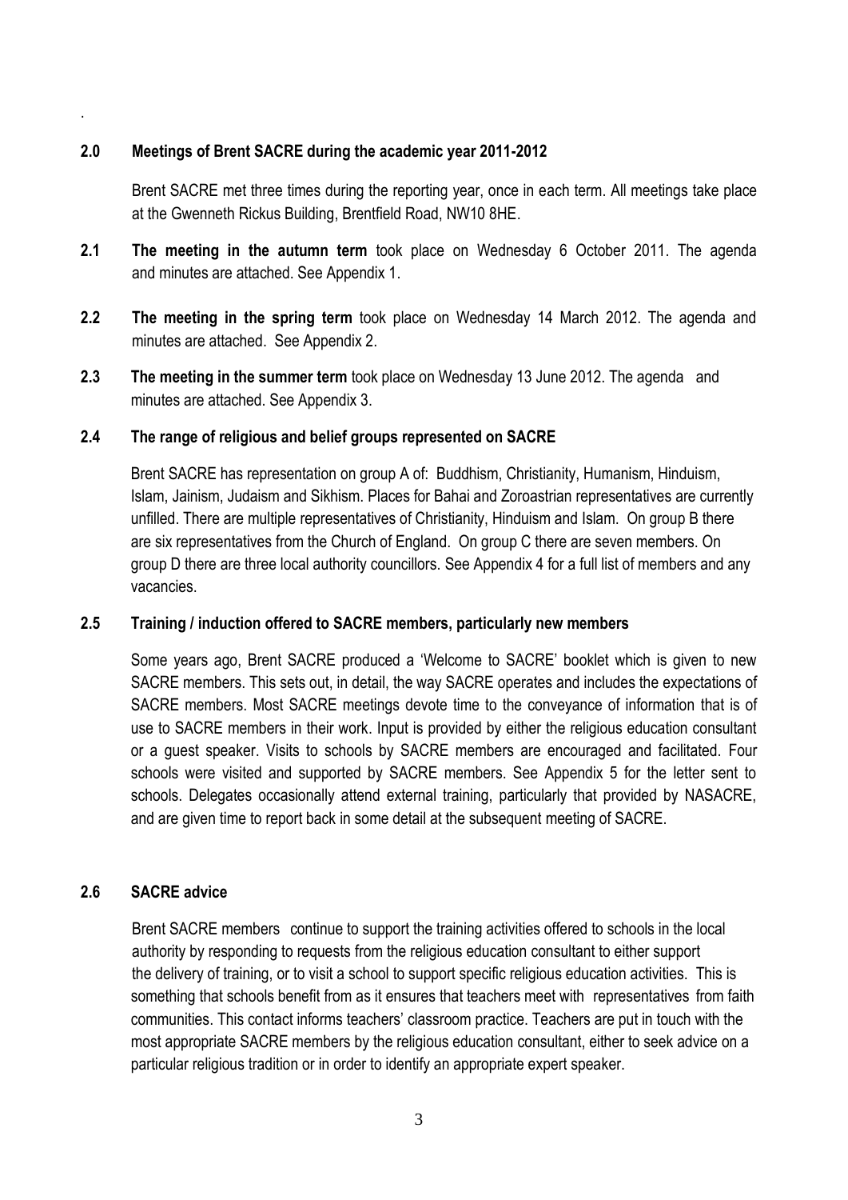## 2.0 Meetings of Brent SACRE during the academic year 2011-2012

Brent SACRE met three times during the reporting year, once in each term. All meetings take place at the Gwenneth Rickus Building, Brentfield Road, NW10 8HE.

**2.1 The meeting in the autumn term** took place on Wednesday 6 October 2011. The agenda and minutes are attached. See Appendix 1.

**2.2 The meeting in the spring term** took place on Wednesday 14 March 2012. The agenda and minutes are attached. See Appendix 2.

**2.3 The meeting in the summer term** took place on Wednesday 13 June 2012. The agenda and minutes are attached. See Appendix 3.

### 2.4 The range of religious and belief groups represented on SACRE

Brent SACRE has representation on group A of: Buddhism, Christianity, Humanism, Hinduism, Islam, Jainism, Judaism and Sikhism. Places for Bahai and Zoroastrian representatives are currently unfilled. There are multiple representatives of Christianity, Hinduism and Islam. On group B there are six representatives from the Church of England. On group C there are seven members. On group D there are three local authority councillors. See Appendix 4 for a full list of members and any vacancies.

### 2.5 Training / induction offered to SACRE members, particularly new members

Some years ago, Brent SACRE produced a 'Welcome to SACRE' booklet which is given to new SACRE members. This sets out, in detail, the way SACRE operates and includes the expectations of SACRE members. Most SACRE meetings devote time to the conveyance of information that is of use to SACRE members in their work. Input is provided by either the religious education consultant or a guest speaker. Visits to schools by SACRE members are encouraged and facilitated. Four schools were visited and supported by SACRE members. See Appendix 5 for the letter sent to schools. Delegates occasionally attend external training, particularly that provided by NASACRE, and are given time to report back in some detail at the subsequent meeting of SACRE.

### 2.6 SACRE advice

Brent SACRE members continue to support the training activities offered to schools in the local authority by responding to requests from the religious education consultant to either support the delivery of training, or to visit a school to support specific religious education activities. This is something that schools benefit from as it ensures that teachers meet with representatives from faith communities. This contact informs teachers' classroom practice. Teachers are put in touch with the most appropriate SACRE members by the religious education consultant, either to seek advice on a particular religious tradition or in order to identify an appropriate expert speaker.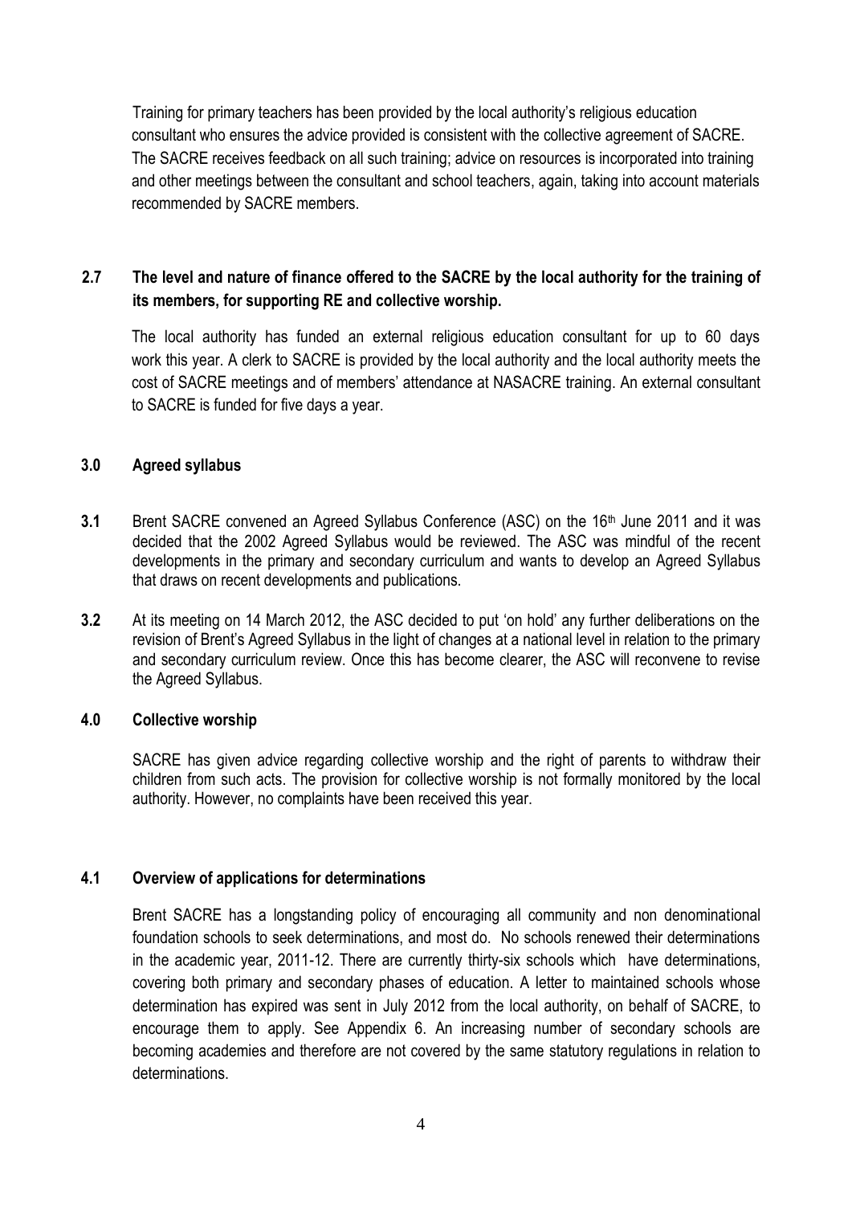Training for primary teachers has been provided by the local authority's religious education consultant who ensures the advice provided is consistent with the collective agreement of SACRE. The SACRE receives feedback on all such training; advice on resources is incorporated into training and other meetings between the consultant and school teachers, again, taking into account materials recommended by SACRE members.

### 2.7 The level and nature of finance offered to the SACRE by the local authority for the training of its members, for supporting RE and collective worship.

The local authority has funded an external religious education consultant for up to 60 days work this year. A clerk to SACRE is provided by the local authority and the local authority meets the cost of SACRE meetings and of members' attendance at NASACRE training. An external consultant to SACRE is funded for five days a year.

## 3.0 Agreed syllabus

**3.1** Brent SACRE convened an Agreed Syllabus Conference (ASC) on the 16th June 2011 and it was decided that the 2002 Agreed Syllabus would be reviewed. The ASC was mindful of the recent developments in the primary and secondary curriculum and wants to develop an Agreed Syllabus that draws on recent developments and publications.

**3.2** At its meeting on 14 March 2012, the ASC decided to put 'on hold' any further deliberations on the revision of Brent's Agreed Syllabus in the light of changes at a national level in relation to the primary and secondary curriculum review. Once this has become clearer, the ASC will reconvene to revise the Agreed Syllabus.

## 4.0 Collective worship

SACRE has given advice regarding collective worship and the right of parents to withdraw their children from such acts. The provision for collective worship is not formally monitored by the local authority. However, no complaints have been received this year.

### 4.1 Overview of applications for determinations

Brent SACRE has a longstanding policy of encouraging all community and non denominational foundation schools to seek determinations, and most do. No schools renewed their determinations in the academic year, 2011-12. There are currently thirty-six schools which have determinations, covering both primary and secondary phases of education. A letter to maintained schools whose determination has expired was sent in July 2012 from the local authority, on behalf of SACRE, to encourage them to apply. See Appendix 6. An increasing number of secondary schools are becoming academies and therefore are not covered by the same statutory regulations in relation to determinations.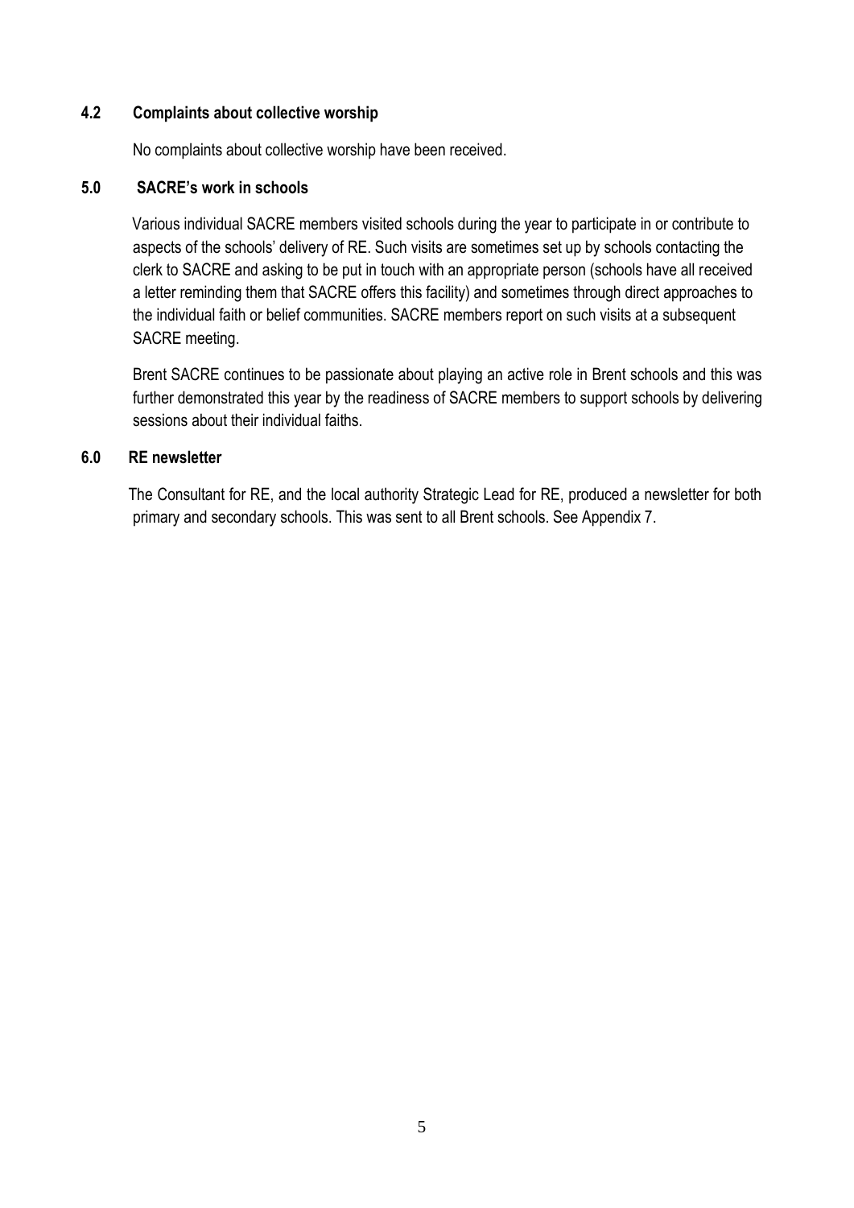### 4.2 Complaints about collective worship

No complaints about collective worship have been received.

## 5.0 SACRE's work in schools

Various individual SACRE members visited schools during the year to participate in or contribute to aspects of the schools' delivery of RE. Such visits are sometimes set up by schools contacting the clerk to SACRE and asking to be put in touch with an appropriate person (schools have all received a letter reminding them that SACRE offers this facility) and sometimes through direct approaches to the individual faith or belief communities. SACRE members report on such visits at a subsequent SACRE meeting.

Brent SACRE continues to be passionate about playing an active role in Brent schools and this was further demonstrated this year by the readiness of SACRE members to support schools by delivering sessions about their individual faiths.

## 6.0 RE newsletter

The Consultant for RE, and the local authority Strategic Lead for RE, produced a newsletter for both primary and secondary schools. This was sent to all Brent schools. See Appendix 7.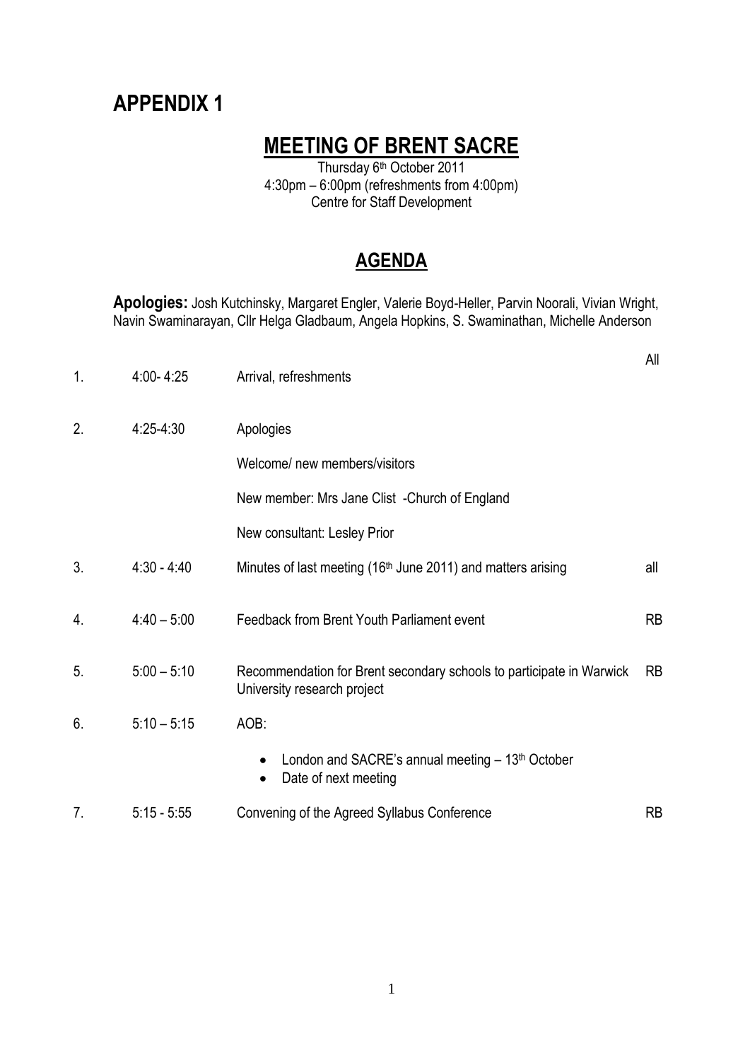# APPENDIX 1

## MEETING OF BRENT SACRE

Thursday 6th October 2011
4:30pm – 6:00pm (refreshments from 4:00pm)
Centre for Staff Development

## AGENDA

**Apologies:** Josh Kutchinsky, Margaret Engler, Valerie Boyd-Heller, Parvin Noorali, Vivian Wright, Navin Swaminarayan, Cllr Helga Gladbaum, Angela Hopkins, S. Swaminathan, Michelle Anderson

| | | | |
|---|---|---|---|
| 1. | 4:00- 4:25 | Arrival, refreshments | All |
| 2. | 4:25-4:30 | Apologies<br><br>Welcome/ new members/visitors<br><br>New member: Mrs Jane Clist -Church of England<br><br>New consultant: Lesley Prior | |
| 3. | 4:30 - 4:40 | Minutes of last meeting (16th June 2011) and matters arising | all |
| 4. | 4:40 – 5:00 | Feedback from Brent Youth Parliament event | RB |
| 5. | 5:00 – 5:10 | Recommendation for Brent secondary schools to participate in Warwick University research project | RB |
| 6. | 5:10 – 5:15 | AOB:<br>• London and SACRE's annual meeting – 13th October<br>• Date of next meeting | |
| 7. | 5:15 - 5:55 | Convening of the Agreed Syllabus Conference | RB |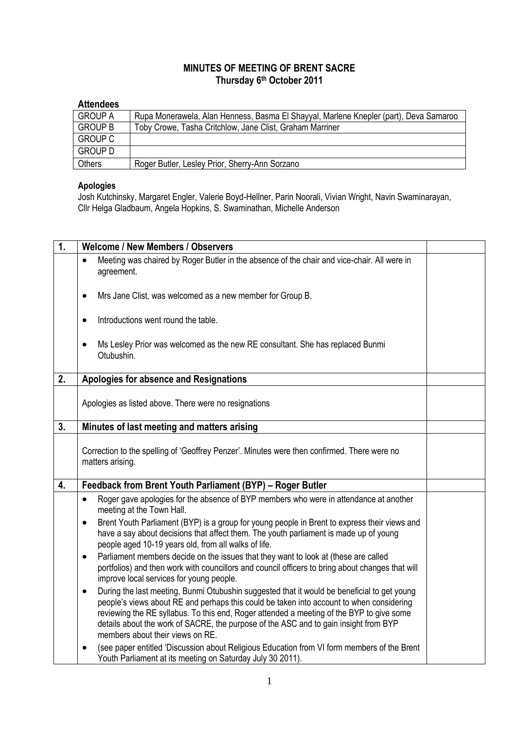# MINUTES OF MEETING OF BRENT SACRE
## Thursday 6th October 2011

### Attendees

| | |
|---|---|
| GROUP A | Rupa Monerawela, Alan Henness, Basma El Shayyal, Marlene Knepler (part), Deva Samaroo |
| GROUP B | Toby Crowe, Tasha Critchlow, Jane Clist, Graham Marriner |
| GROUP C | |
| GROUP D | |
| Others | Roger Butler, Lesley Prior, Sherry-Ann Sorzano |

**Apologies**

Josh Kutchinsky, Margaret Engler, Valerie Boyd-Hellner, Parin Noorali, Vivian Wright, Navin Swaminarayan, Cllr Helga Gladbaum, Angela Hopkins, S. Swaminathan, Michelle Anderson

| | | |
|---|---|---|
| **1.** | **Welcome / New Members / Observers** | |
| | • Meeting was chaired by Roger Butler in the absence of the chair and vice-chair. All were in agreement.<br><br>• Mrs Jane Clist, was welcomed as a new member for Group B.<br><br>• Introductions went round the table.<br><br>• Ms Lesley Prior was welcomed as the new RE consultant. She has replaced Bunmi Otubushin. | |
| **2.** | **Apologies for absence and Resignations** | |
| | Apologies as listed above. There were no resignations | |
| **3.** | **Minutes of last meeting and matters arising** | |
| | Correction to the spelling of 'Geoffrey Penzer'. Minutes were then confirmed. There were no matters arising. | |
| **4.** | **Feedback from Brent Youth Parliament (BYP) – Roger Butler** | |
| | • Roger gave apologies for the absence of BYP members who were in attendance at another meeting at the Town Hall.<br>• Brent Youth Parliament (BYP) is a group for young people in Brent to express their views and have a say about decisions that affect them. The youth parliament is made up of young people aged 10-19 years old, from all walks of life.<br>• Parliament members decide on the issues that they want to look at (these are called portfolios) and then work with councillors and council officers to bring about changes that will improve local services for young people.<br>• During the last meeting, Bunmi Otubushin suggested that it would be beneficial to get young people's views about RE and perhaps this could be taken into account to when considering reviewing the RE syllabus. To this end, Roger attended a meeting of the BYP to give some details about the work of SACRE, the purpose of the ASC and to gain insight from BYP members about their views on RE.<br>• (see paper entitled 'Discussion about Religious Education from VI form members of the Brent Youth Parliament at its meeting on Saturday July 30 2011). | |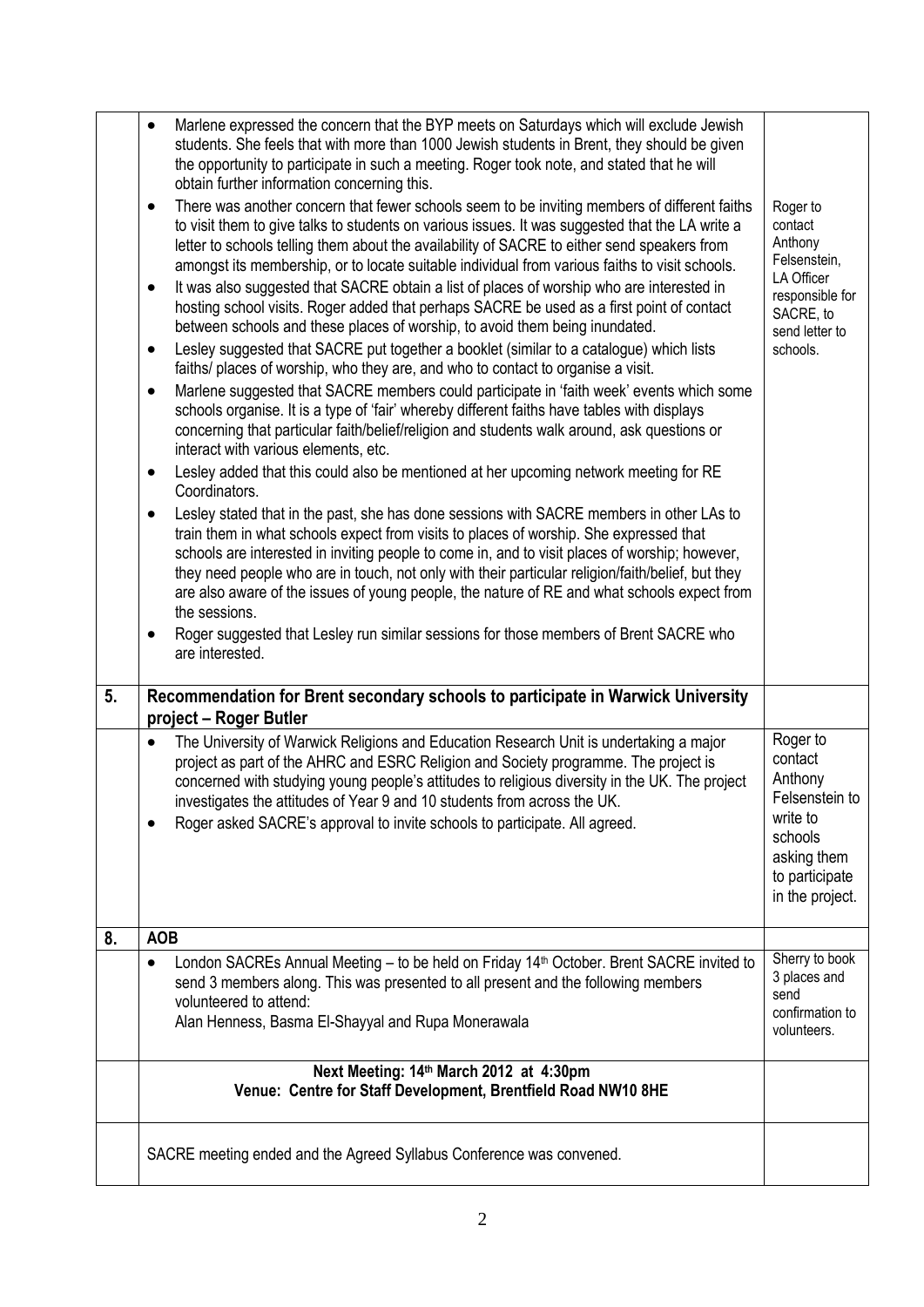| | | |
|---|---|---|
| | • Marlene expressed the concern that the BYP meets on Saturdays which will exclude Jewish students. She feels that with more than 1000 Jewish students in Brent, they should be given the opportunity to participate in such a meeting. Roger took note, and stated that he will obtain further information concerning this.<br>• There was another concern that fewer schools seem to be inviting members of different faiths to visit them to give talks to students on various issues. It was suggested that the LA write a letter to schools telling them about the availability of SACRE to either send speakers from amongst its membership, or to locate suitable individual from various faiths to visit schools.<br>• It was also suggested that SACRE obtain a list of places of worship who are interested in hosting school visits. Roger added that perhaps SACRE be used as a first point of contact between schools and these places of worship, to avoid them being inundated.<br>• Lesley suggested that SACRE put together a booklet (similar to a catalogue) which lists faiths/ places of worship, who they are, and who to contact to organise a visit.<br>• Marlene suggested that SACRE members could participate in 'faith week' events which some schools organise. It is a type of 'fair' whereby different faiths have tables with displays concerning that particular faith/belief/religion and students walk around, ask questions or interact with various elements, etc.<br>• Lesley added that this could also be mentioned at her upcoming network meeting for RE Coordinators.<br>• Lesley stated that in the past, she has done sessions with SACRE members in other LAs to train them in what schools expect from visits to places of worship. She expressed that schools are interested in inviting people to come in, and to visit places of worship; however, they need people who are in touch, not only with their particular religion/faith/belief, but they are also aware of the issues of young people, the nature of RE and what schools expect from the sessions.<br>• Roger suggested that Lesley run similar sessions for those members of Brent SACRE who are interested. | Roger to contact Anthony Felsenstein, LA Officer responsible for SACRE, to send letter to schools. |
| **5.** | **Recommendation for Brent secondary schools to participate in Warwick University project – Roger Butler** | |
| | • The University of Warwick Religions and Education Research Unit is undertaking a major project as part of the AHRC and ESRC Religion and Society programme. The project is concerned with studying young people's attitudes to religious diversity in the UK. The project investigates the attitudes of Year 9 and 10 students from across the UK.<br>• Roger asked SACRE's approval to invite schools to participate. All agreed. | Roger to contact Anthony Felsenstein to write to schools asking them to participate in the project. |
| **8.** | **AOB** | |
| | • London SACREs Annual Meeting – to be held on Friday 14th October. Brent SACRE invited to send 3 members along. This was presented to all present and the following members volunteered to attend:<br>Alan Henness, Basma El-Shayyal and Rupa Monerawala | Sherry to book 3 places and send confirmation to volunteers. |
| | **Next Meeting: 14th March 2012 at 4:30pm**<br>**Venue: Centre for Staff Development, Brentfield Road NW10 8HE** | |
| | SACRE meeting ended and the Agreed Syllabus Conference was convened. | |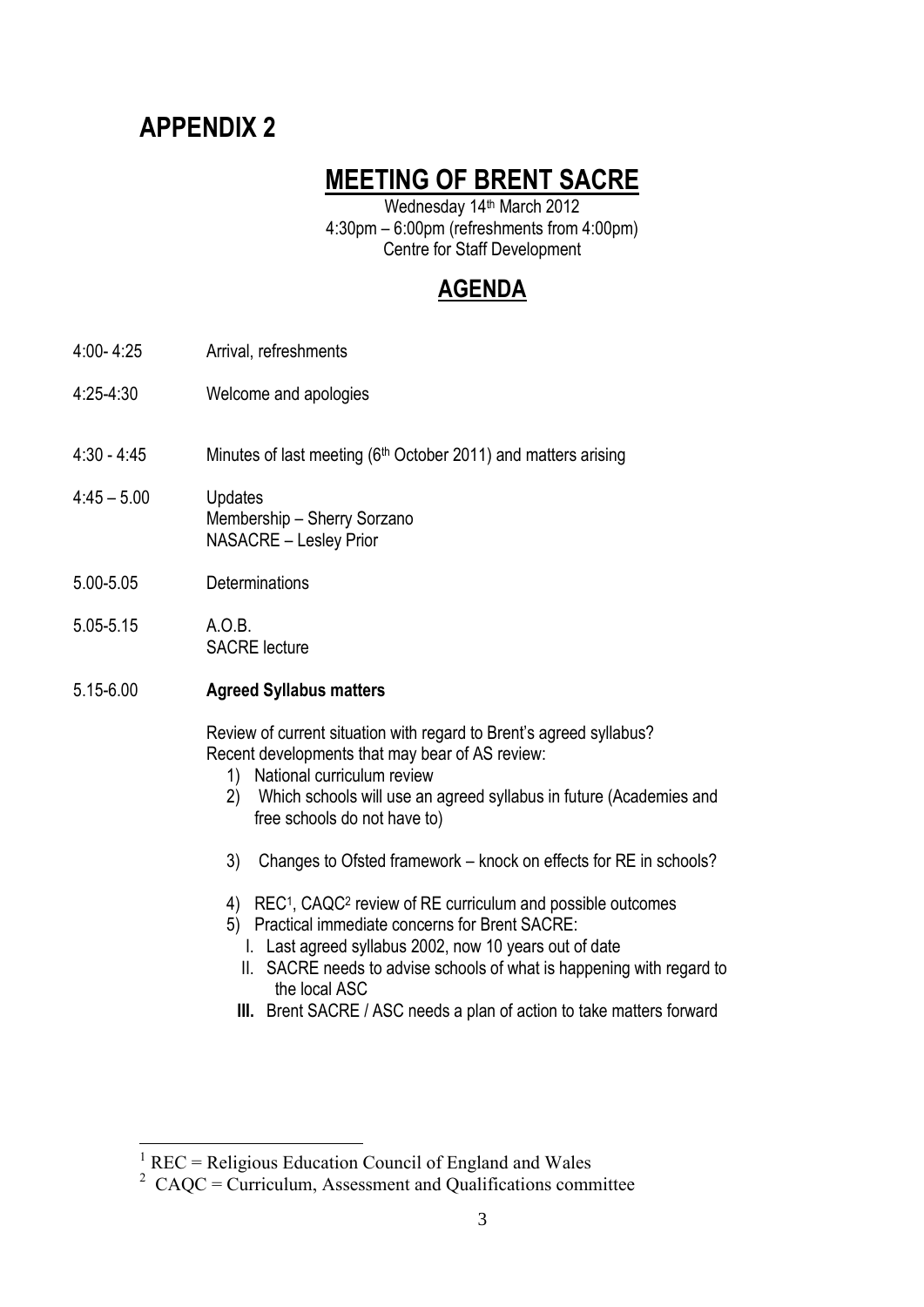# APPENDIX 2

## MEETING OF BRENT SACRE

Wednesday 14th March 2012
4:30pm – 6:00pm (refreshments from 4:00pm)
Centre for Staff Development

## AGENDA

4:00- 4:25 Arrival, refreshments

4:25-4:30 Welcome and apologies

4:30 - 4:45 Minutes of last meeting (6th October 2011) and matters arising

4:45 – 5.00 Updates
Membership – Sherry Sorzano
NASACRE – Lesley Prior

5.00-5.05 Determinations

5.05-5.15 A.O.B.
SACRE lecture

5.15-6.00 **Agreed Syllabus matters**

Review of current situation with regard to Brent's agreed syllabus?
Recent developments that may bear of AS review:

1) National curriculum review
2) Which schools will use an agreed syllabus in future (Academies and free schools do not have to)
3) Changes to Ofsted framework – knock on effects for RE in schools?
4) REC[1], CAQC[2] review of RE curriculum and possible outcomes
5) Practical immediate concerns for Brent SACRE:
   I. Last agreed syllabus 2002, now 10 years out of date
   II. SACRE needs to advise schools of what is happening with regard to the local ASC
   **III. Brent SACRE / ASC needs a plan of action to take matters forward**

---

[1] REC = Religious Education Council of England and Wales

[2] CAQC = Curriculum, Assessment and Qualifications committee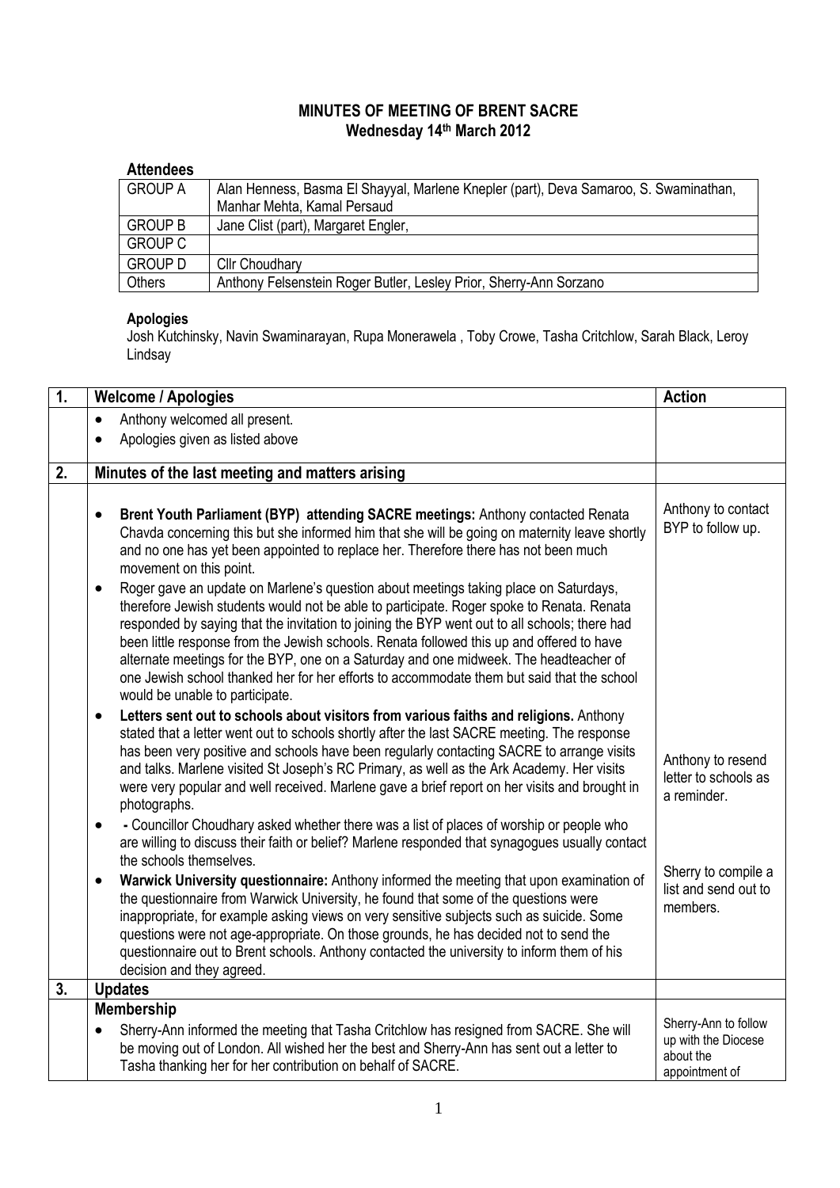# MINUTES OF MEETING OF BRENT SACRE
**Wednesday 14th March 2012**

**Attendees**

| | |
|---|---|
| GROUP A | Alan Henness, Basma El Shayyal, Marlene Knepler (part), Deva Samaroo, S. Swaminathan, Manhar Mehta, Kamal Persaud |
| GROUP B | Jane Clist (part), Margaret Engler, |
| GROUP C | |
| GROUP D | Cllr Choudhary |
| Others | Anthony Felsenstein Roger Butler, Lesley Prior, Sherry-Ann Sorzano |

**Apologies**

Josh Kutchinsky, Navin Swaminarayan, Rupa Monerawela , Toby Crowe, Tasha Critchlow, Sarah Black, Leroy Lindsay

| 1. | Welcome / Apologies | Action |
|---|---|---|
| | • Anthony welcomed all present.<br>• Apologies given as listed above | |
| **2.** | **Minutes of the last meeting and matters arising** | |
| | • **Brent Youth Parliament (BYP) attending SACRE meetings:** Anthony contacted Renata Chavda concerning this but she informed him that she will be going on maternity leave shortly and no one has yet been appointed to replace her. Therefore there has not been much movement on this point.<br>• Roger gave an update on Marlene's question about meetings taking place on Saturdays, therefore Jewish students would not be able to participate. Roger spoke to Renata. Renata responded by saying that the invitation to joining the BYP went out to all schools; there had been little response from the Jewish schools. Renata followed this up and offered to have alternate meetings for the BYP, one on a Saturday and one midweek. The headteacher of one Jewish school thanked her for her efforts to accommodate them but said that the school would be unable to participate.<br>• **Letters sent out to schools about visitors from various faiths and religions.** Anthony stated that a letter went out to schools shortly after the last SACRE meeting. The response has been very positive and schools have been regularly contacting SACRE to arrange visits and talks. Marlene visited St Joseph's RC Primary, as well as the Ark Academy. Her visits were very popular and well received. Marlene gave a brief report on her visits and brought in photographs.<br>• - Councillor Choudhary asked whether there was a list of places of worship or people who are willing to discuss their faith or belief? Marlene responded that synagogues usually contact the schools themselves.<br>• **Warwick University questionnaire:** Anthony informed the meeting that upon examination of the questionnaire from Warwick University, he found that some of the questions were inappropriate, for example asking views on very sensitive subjects such as suicide. Some questions were not age-appropriate. On those grounds, he has decided not to send the questionnaire out to Brent schools. Anthony contacted the university to inform them of his decision and they agreed. | Anthony to contact BYP to follow up.<br><br>Anthony to resend letter to schools as a reminder.<br><br>Sherry to compile a list and send out to members. |
| **3.** | **Updates** | |
| | **Membership**<br>• Sherry-Ann informed the meeting that Tasha Critchlow has resigned from SACRE. She will be moving out of London. All wished her the best and Sherry-Ann has sent out a letter to Tasha thanking her for her contribution on behalf of SACRE. | Sherry-Ann to follow up with the Diocese about the appointment of |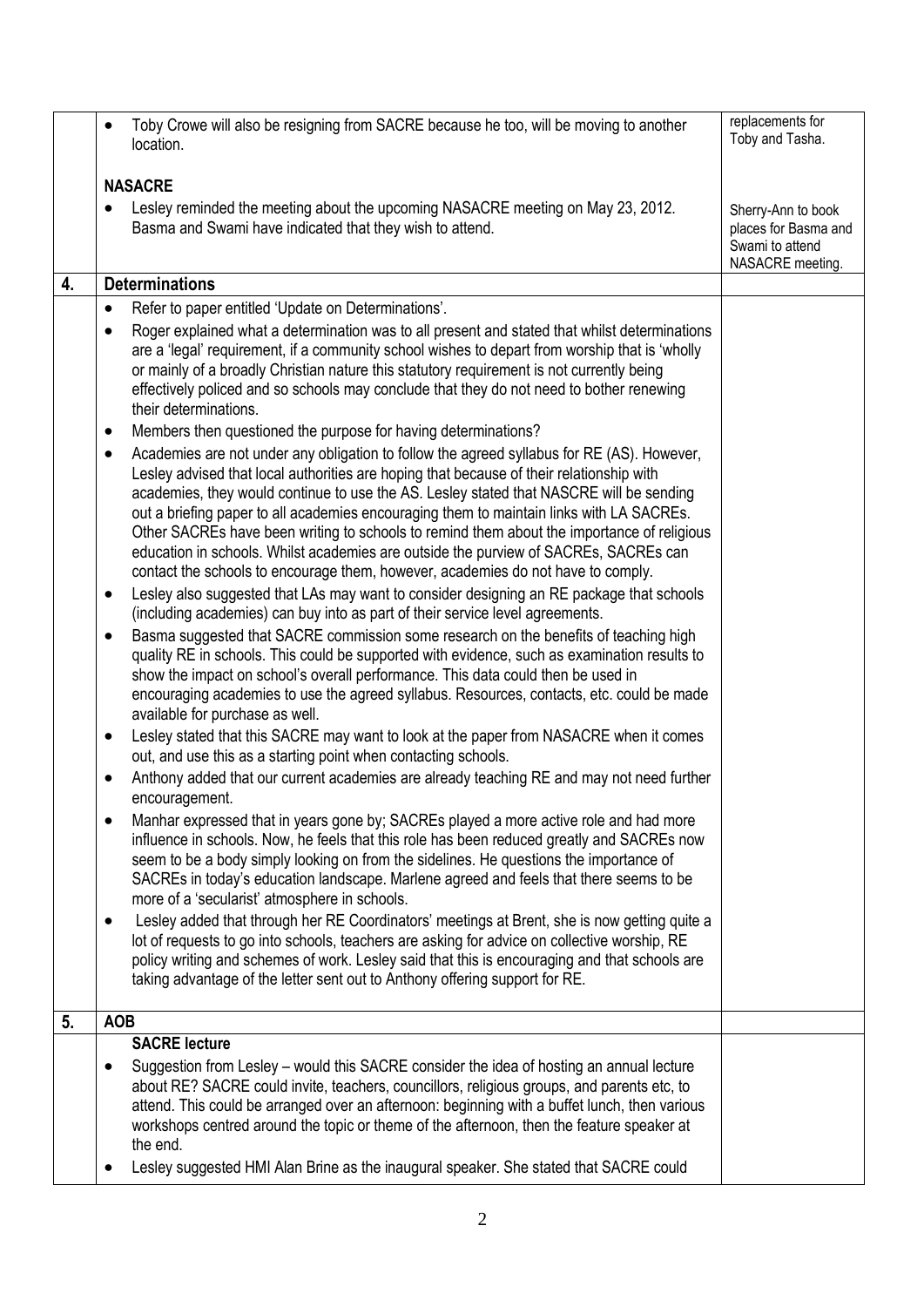| | | |
|---|---|---|
| | • Toby Crowe will also be resigning from SACRE because he too, will be moving to another location.<br><br>**NASACRE**<br>• Lesley reminded the meeting about the upcoming NASACRE meeting on May 23, 2012. Basma and Swami have indicated that they wish to attend. | replacements for Toby and Tasha.<br><br>Sherry-Ann to book places for Basma and Swami to attend NASACRE meeting. |
| **4.** | **Determinations** | |
| | • Refer to paper entitled 'Update on Determinations'.<br>• Roger explained what a determination was to all present and stated that whilst determinations are a 'legal' requirement, if a community school wishes to depart from worship that is 'wholly or mainly of a broadly Christian nature this statutory requirement is not currently being effectively policed and so schools may conclude that they do not need to bother renewing their determinations.<br>• Members then questioned the purpose for having determinations?<br>• Academies are not under any obligation to follow the agreed syllabus for RE (AS). However, Lesley advised that local authorities are hoping that because of their relationship with academies, they would continue to use the AS. Lesley stated that NASCRE will be sending out a briefing paper to all academies encouraging them to maintain links with LA SACREs. Other SACREs have been writing to schools to remind them about the importance of religious education in schools. Whilst academies are outside the purview of SACREs, SACREs can contact the schools to encourage them, however, academies do not have to comply.<br>• Lesley also suggested that LAs may want to consider designing an RE package that schools (including academies) can buy into as part of their service level agreements.<br>• Basma suggested that SACRE commission some research on the benefits of teaching high quality RE in schools. This could be supported with evidence, such as examination results to show the impact on school's overall performance. This data could then be used in encouraging academies to use the agreed syllabus. Resources, contacts, etc. could be made available for purchase as well.<br>• Lesley stated that this SACRE may want to look at the paper from NASACRE when it comes out, and use this as a starting point when contacting schools.<br>• Anthony added that our current academies are already teaching RE and may not need further encouragement.<br>• Manhar expressed that in years gone by; SACREs played a more active role and had more influence in schools. Now, he feels that this role has been reduced greatly and SACREs now seem to be a body simply looking on from the sidelines. He questions the importance of SACREs in today's education landscape. Marlene agreed and feels that there seems to be more of a 'secularist' atmosphere in schools.<br>• Lesley added that through her RE Coordinators' meetings at Brent, she is now getting quite a lot of requests to go into schools, teachers are asking for advice on collective worship, RE policy writing and schemes of work. Lesley said that this is encouraging and that schools are taking advantage of the letter sent out to Anthony offering support for RE. | |
| **5.** | **AOB** | |
| | **SACRE lecture**<br>• Suggestion from Lesley – would this SACRE consider the idea of hosting an annual lecture about RE? SACRE could invite, teachers, councillors, religious groups, and parents etc, to attend. This could be arranged over an afternoon: beginning with a buffet lunch, then various workshops centred around the topic or theme of the afternoon, then the feature speaker at the end.<br>• Lesley suggested HMI Alan Brine as the inaugural speaker. She stated that SACRE could | |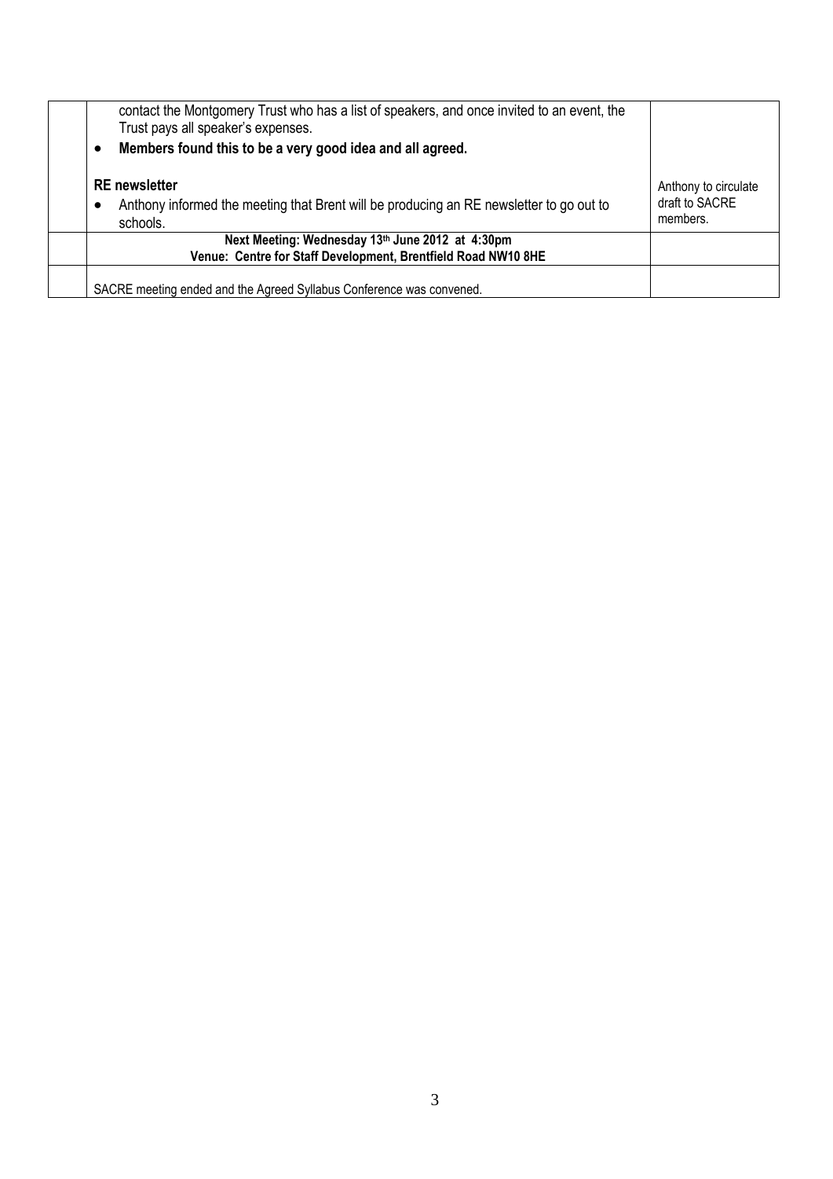| | | |
|---|---|---|
| | contact the Montgomery Trust who has a list of speakers, and once invited to an event, the Trust pays all speaker's expenses.<br>• **Members found this to be a very good idea and all agreed.**<br><br>**RE newsletter**<br>• Anthony informed the meeting that Brent will be producing an RE newsletter to go out to schools. | Anthony to circulate draft to SACRE members. |
| | **Next Meeting: Wednesday 13th June 2012 at 4:30pm**<br>**Venue: Centre for Staff Development, Brentfield Road NW10 8HE** | |
| | SACRE meeting ended and the Agreed Syllabus Conference was convened. | |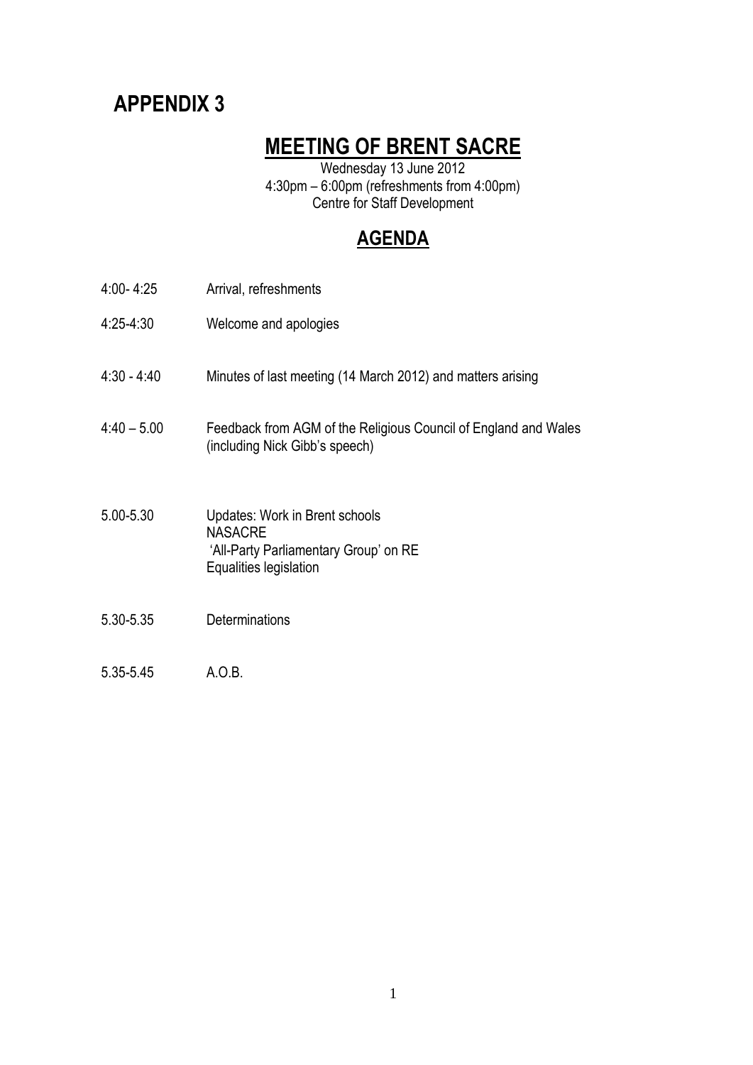# APPENDIX 3

## MEETING OF BRENT SACRE

Wednesday 13 June 2012
4:30pm – 6:00pm (refreshments from 4:00pm)
Centre for Staff Development

## AGENDA

| | |
|---|---|
| 4:00- 4:25 | Arrival, refreshments |
| 4:25-4:30 | Welcome and apologies |
| 4:30 - 4:40 | Minutes of last meeting (14 March 2012) and matters arising |
| 4:40 – 5.00 | Feedback from AGM of the Religious Council of England and Wales (including Nick Gibb's speech) |
| 5.00-5.30 | Updates: Work in Brent schools<br>NASACRE<br>'All-Party Parliamentary Group' on RE<br>Equalities legislation |
| 5.30-5.35 | Determinations |
| 5.35-5.45 | A.O.B. |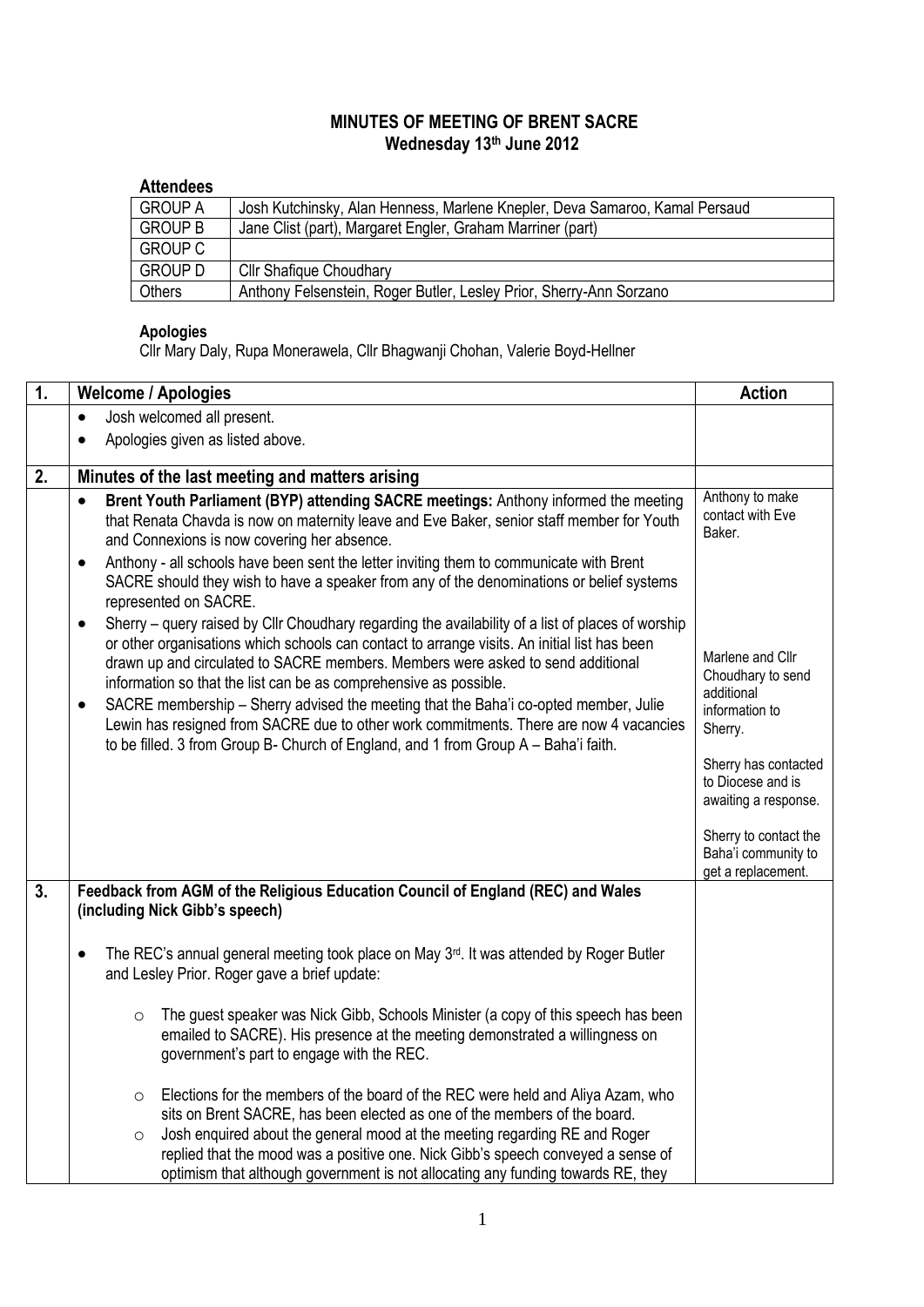**MINUTES OF MEETING OF BRENT SACRE**
**Wednesday 13th June 2012**

**Attendees**

| | |
|---|---|
| GROUP A | Josh Kutchinsky, Alan Henness, Marlene Knepler, Deva Samaroo, Kamal Persaud |
| GROUP B | Jane Clist (part), Margaret Engler, Graham Marriner (part) |
| GROUP C | |
| GROUP D | Cllr Shafique Choudhary |
| Others | Anthony Felsenstein, Roger Butler, Lesley Prior, Sherry-Ann Sorzano |

**Apologies**

Cllr Mary Daly, Rupa Monerawela, Cllr Bhagwanji Chohan, Valerie Boyd-Hellner

| 1. | Welcome / Apologies | Action |
|---|---|---|
| | • Josh welcomed all present.<br>• Apologies given as listed above. | |
| **2.** | **Minutes of the last meeting and matters arising** | |
| | • **Brent Youth Parliament (BYP) attending SACRE meetings:** Anthony informed the meeting that Renata Chavda is now on maternity leave and Eve Baker, senior staff member for Youth and Connexions is now covering her absence.<br>• Anthony - all schools have been sent the letter inviting them to communicate with Brent SACRE should they wish to have a speaker from any of the denominations or belief systems represented on SACRE.<br>• Sherry – query raised by Cllr Choudhary regarding the availability of a list of places of worship or other organisations which schools can contact to arrange visits. An initial list has been drawn up and circulated to SACRE members. Members were asked to send additional information so that the list can be as comprehensive as possible.<br>• SACRE membership – Sherry advised the meeting that the Baha'i co-opted member, Julie Lewin has resigned from SACRE due to other work commitments. There are now 4 vacancies to be filled. 3 from Group B- Church of England, and 1 from Group A – Baha'i faith. | Anthony to make contact with Eve Baker.<br><br>Marlene and Cllr Choudhary to send additional information to Sherry.<br><br>Sherry has contacted to Diocese and is awaiting a response.<br><br>Sherry to contact the Baha'i community to get a replacement. |
| **3.** | **Feedback from AGM of the Religious Education Council of England (REC) and Wales (including Nick Gibb's speech)** | |
| | • The REC's annual general meeting took place on May 3rd. It was attended by Roger Butler and Lesley Prior. Roger gave a brief update:<br><br>○ The guest speaker was Nick Gibb, Schools Minister (a copy of this speech has been emailed to SACRE). His presence at the meeting demonstrated a willingness on government's part to engage with the REC.<br><br>○ Elections for the members of the board of the REC were held and Aliya Azam, who sits on Brent SACRE, has been elected as one of the members of the board.<br>○ Josh enquired about the general mood at the meeting regarding RE and Roger replied that the mood was a positive one. Nick Gibb's speech conveyed a sense of optimism that although government is not allocating any funding towards RE, they | |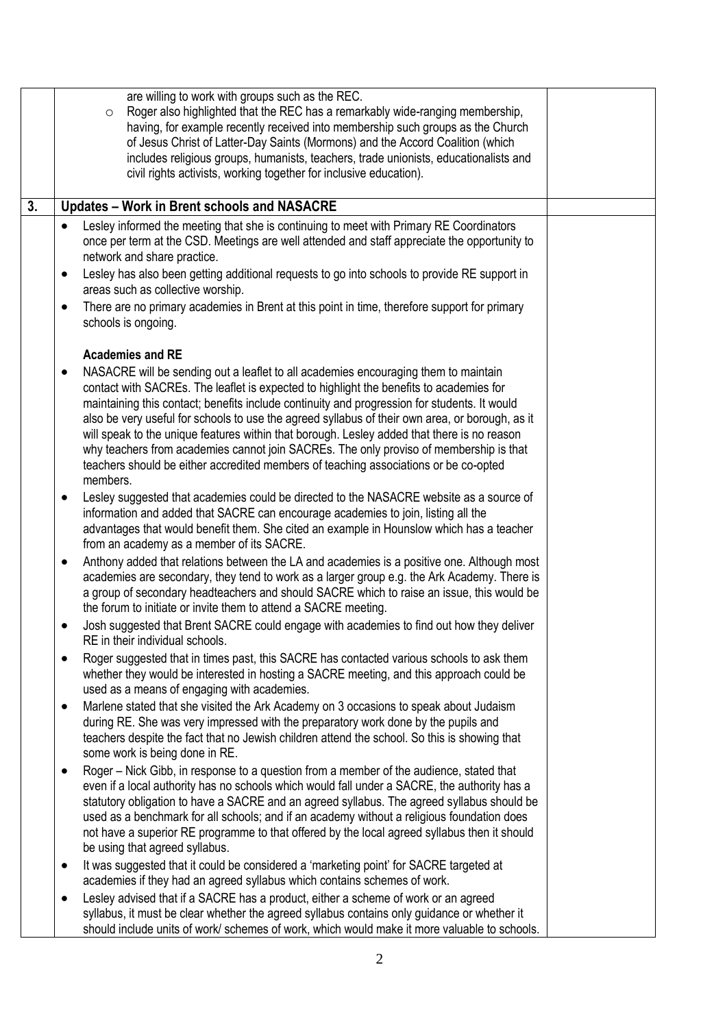|  |  |  |
|---|---|---|
|  | are willing to work with groups such as the REC.<br>◦ Roger also highlighted that the REC has a remarkably wide-ranging membership, having, for example recently received into membership such groups as the Church of Jesus Christ of Latter-Day Saints (Mormons) and the Accord Coalition (which includes religious groups, humanists, teachers, trade unionists, educationalists and civil rights activists, working together for inclusive education). |  |
| **3.** | **Updates – Work in Brent schools and NASACRE** |  |
|  | • Lesley informed the meeting that she is continuing to meet with Primary RE Coordinators once per term at the CSD. Meetings are well attended and staff appreciate the opportunity to network and share practice.<br>• Lesley has also been getting additional requests to go into schools to provide RE support in areas such as collective worship.<br>• There are no primary academies in Brent at this point in time, therefore support for primary schools is ongoing.<br><br>**Academies and RE**<br>• NASACRE will be sending out a leaflet to all academies encouraging them to maintain contact with SACREs. The leaflet is expected to highlight the benefits to academies for maintaining this contact; benefits include continuity and progression for students. It would also be very useful for schools to use the agreed syllabus of their own area, or borough, as it will speak to the unique features within that borough. Lesley added that there is no reason why teachers from academies cannot join SACREs. The only proviso of membership is that teachers should be either accredited members of teaching associations or be co-opted members.<br>• Lesley suggested that academies could be directed to the NASACRE website as a source of information and added that SACRE can encourage academies to join, listing all the advantages that would benefit them. She cited an example in Hounslow which has a teacher from an academy as a member of its SACRE.<br>• Anthony added that relations between the LA and academies is a positive one. Although most academies are secondary, they tend to work as a larger group e.g. the Ark Academy. There is a group of secondary headteachers and should SACRE which to raise an issue, this would be the forum to initiate or invite them to attend a SACRE meeting.<br>• Josh suggested that Brent SACRE could engage with academies to find out how they deliver RE in their individual schools.<br>• Roger suggested that in times past, this SACRE has contacted various schools to ask them whether they would be interested in hosting a SACRE meeting, and this approach could be used as a means of engaging with academies.<br>• Marlene stated that she visited the Ark Academy on 3 occasions to speak about Judaism during RE. She was very impressed with the preparatory work done by the pupils and teachers despite the fact that no Jewish children attend the school. So this is showing that some work is being done in RE.<br>• Roger – Nick Gibb, in response to a question from a member of the audience, stated that even if a local authority has no schools which would fall under a SACRE, the authority has a statutory obligation to have a SACRE and an agreed syllabus. The agreed syllabus should be used as a benchmark for all schools; and if an academy without a religious foundation does not have a superior RE programme to that offered by the local agreed syllabus then it should be using that agreed syllabus.<br>• It was suggested that it could be considered a 'marketing point' for SACRE targeted at academies if they had an agreed syllabus which contains schemes of work.<br>• Lesley advised that if a SACRE has a product, either a scheme of work or an agreed syllabus, it must be clear whether the agreed syllabus contains only guidance or whether it should include units of work/ schemes of work, which would make it more valuable to schools. |  |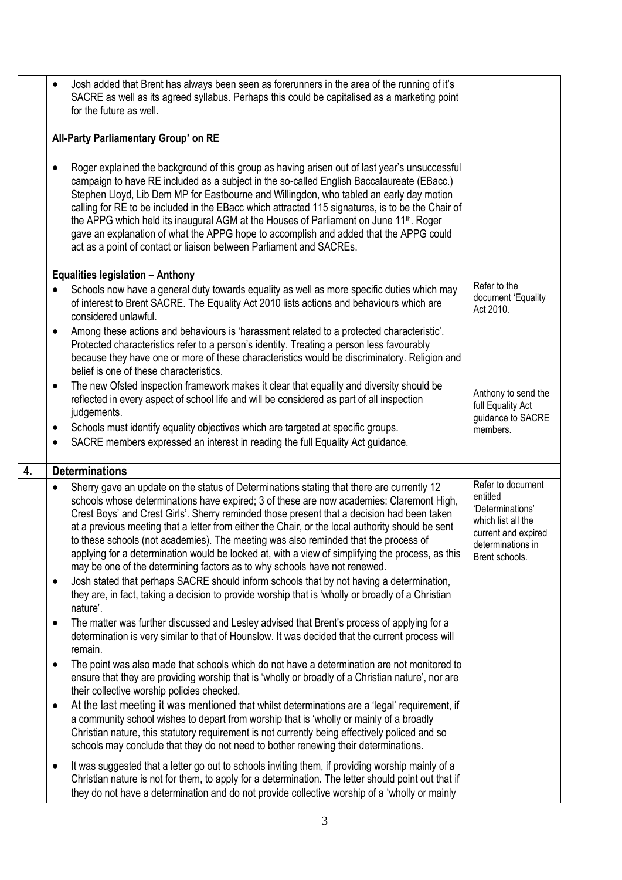| | | |
|---|---|---|
| | • Josh added that Brent has always been seen as forerunners in the area of the running of it's SACRE as well as its agreed syllabus. Perhaps this could be capitalised as a marketing point for the future as well.<br><br>**All-Party Parliamentary Group' on RE**<br><br>• Roger explained the background of this group as having arisen out of last year's unsuccessful campaign to have RE included as a subject in the so-called English Baccalaureate (EBacc.) Stephen Lloyd, Lib Dem MP for Eastbourne and Willingdon, who tabled an early day motion calling for RE to be included in the EBacc which attracted 115 signatures, is to be the Chair of the APPG which held its inaugural AGM at the Houses of Parliament on June 11th. Roger gave an explanation of what the APPG hope to accomplish and added that the APPG could act as a point of contact or liaison between Parliament and SACREs.<br><br>**Equalities legislation – Anthony**<br><br>• Schools now have a general duty towards equality as well as more specific duties which may of interest to Brent SACRE. The Equality Act 2010 lists actions and behaviours which are considered unlawful.<br>• Among these actions and behaviours is 'harassment related to a protected characteristic'. Protected characteristics refer to a person's identity. Treating a person less favourably because they have one or more of these characteristics would be discriminatory. Religion and belief is one of these characteristics.<br>• The new Ofsted inspection framework makes it clear that equality and diversity should be reflected in every aspect of school life and will be considered as part of all inspection judgements.<br>• Schools must identify equality objectives which are targeted at specific groups.<br>• SACRE members expressed an interest in reading the full Equality Act guidance. | Refer to the document 'Equality Act 2010.<br><br>Anthony to send the full Equality Act guidance to SACRE members. |
| **4.** | **Determinations** | |
| | • Sherry gave an update on the status of Determinations stating that there are currently 12 schools whose determinations have expired; 3 of these are now academies: Claremont High, Crest Boys' and Crest Girls'. Sherry reminded those present that a decision had been taken at a previous meeting that a letter from either the Chair, or the local authority should be sent to these schools (not academies). The meeting was also reminded that the process of applying for a determination would be looked at, with a view of simplifying the process, as this may be one of the determining factors as to why schools have not renewed.<br>• Josh stated that perhaps SACRE should inform schools that by not having a determination, they are, in fact, taking a decision to provide worship that is 'wholly or broadly of a Christian nature'.<br>• The matter was further discussed and Lesley advised that Brent's process of applying for a determination is very similar to that of Hounslow. It was decided that the current process will remain.<br>• The point was also made that schools which do not have a determination are not monitored to ensure that they are providing worship that is 'wholly or broadly of a Christian nature', nor are their collective worship policies checked.<br>• At the last meeting it was mentioned that whilst determinations are a 'legal' requirement, if a community school wishes to depart from worship that is 'wholly or mainly of a broadly Christian nature, this statutory requirement is not currently being effectively policed and so schools may conclude that they do not need to bother renewing their determinations.<br>• It was suggested that a letter go out to schools inviting them, if providing worship mainly of a Christian nature is not for them, to apply for a determination. The letter should point out that if they do not have a determination and do not provide collective worship of a 'wholly or mainly | Refer to document entitled 'Determinations' which list all the current and expired determinations in Brent schools. |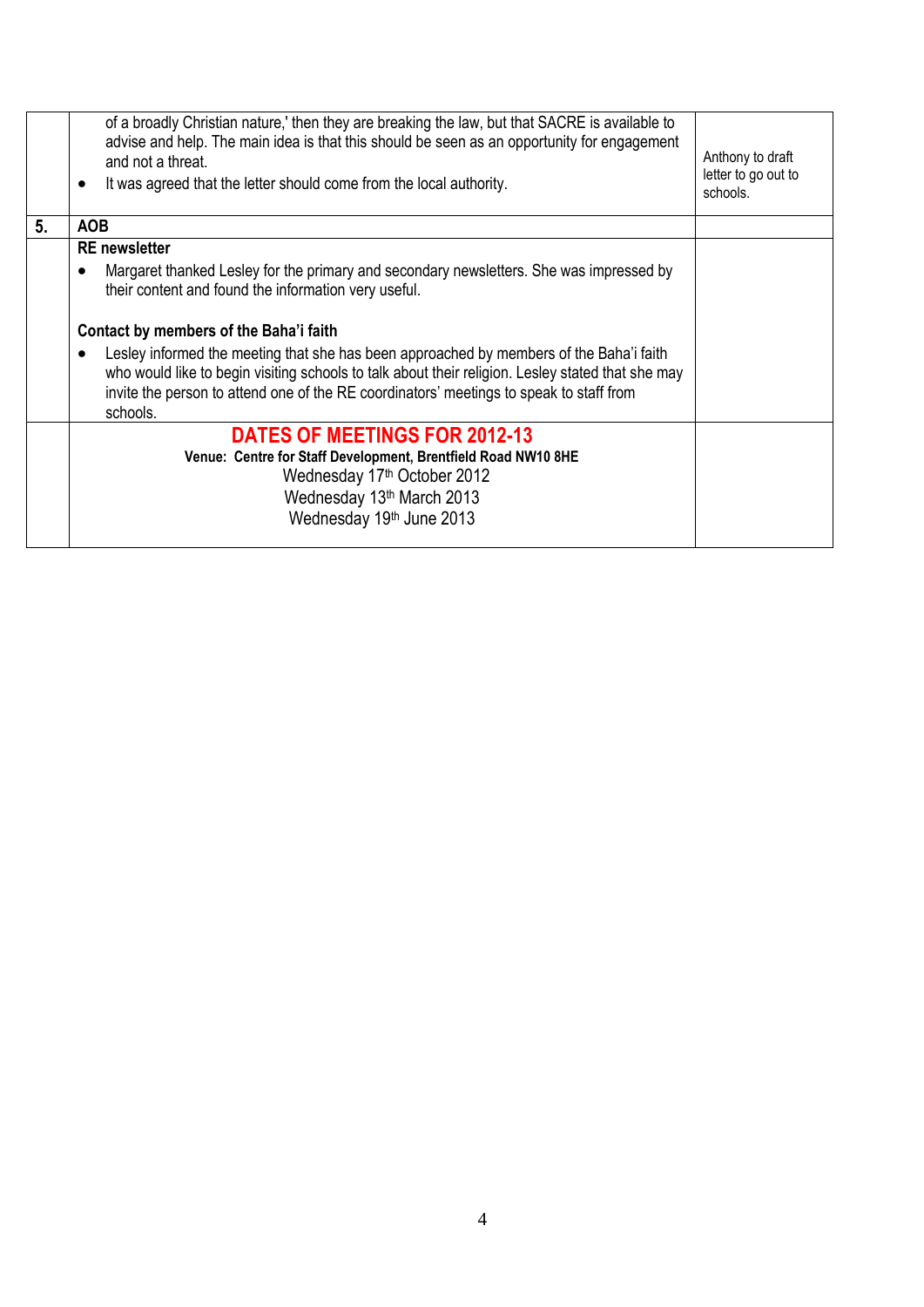| | | |
|---|---|---|
| | of a broadly Christian nature,' then they are breaking the law, but that SACRE is available to advise and help. The main idea is that this should be seen as an opportunity for engagement and not a threat.<br>• It was agreed that the letter should come from the local authority. | Anthony to draft letter to go out to schools. |
| **5.** | **AOB** | |
| | **RE newsletter**<br>• Margaret thanked Lesley for the primary and secondary newsletters. She was impressed by their content and found the information very useful.<br><br>**Contact by members of the Baha'i faith**<br>• Lesley informed the meeting that she has been approached by members of the Baha'i faith who would like to begin visiting schools to talk about their religion. Lesley stated that she may invite the person to attend one of the RE coordinators' meetings to speak to staff from schools. | |
| | **DATES OF MEETINGS FOR 2012-13**<br>**Venue: Centre for Staff Development, Brentfield Road NW10 8HE**<br>Wednesday 17th October 2012<br>Wednesday 13th March 2013<br>Wednesday 19th June 2013 | |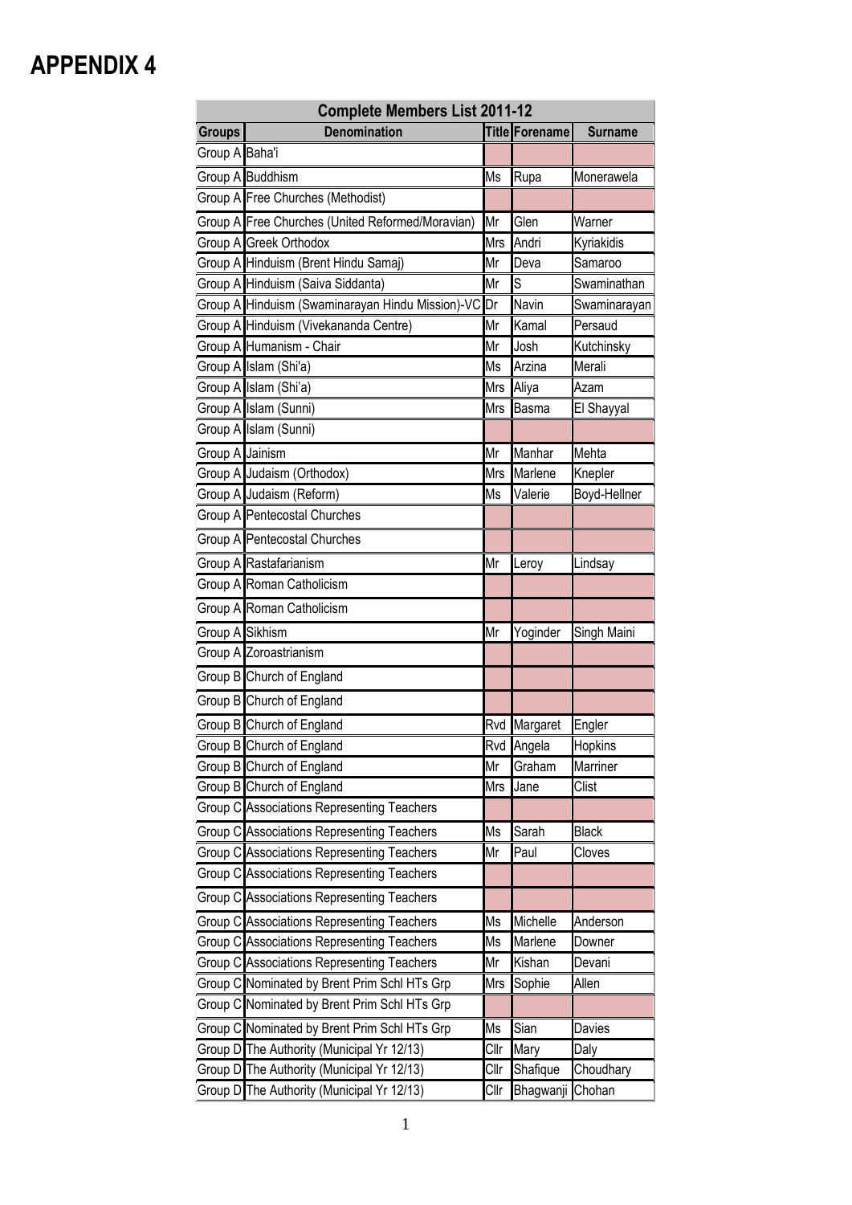# APPENDIX 4

| Complete Members List 2011-12 | | | | |
|---|---|---|---|---|
| Groups | Denomination | Title | Forename | Surname |
| Group A | Baha'i | | | |
| Group A | Buddhism | Ms | Rupa | Monerawela |
| Group A | Free Churches (Methodist) | | | |
| Group A | Free Churches (United Reformed/Moravian) | Mr | Glen | Warner |
| Group A | Greek Orthodox | Mrs | Andri | Kyriakidis |
| Group A | Hinduism (Brent Hindu Samaj) | Mr | Deva | Samaroo |
| Group A | Hinduism (Saiva Siddanta) | Mr | S | Swaminathan |
| Group A | Hinduism (Swaminarayan Hindu Mission)-VC | Dr | Navin | Swaminarayan |
| Group A | Hinduism (Vivekananda Centre) | Mr | Kamal | Persaud |
| Group A | Humanism - Chair | Mr | Josh | Kutchinsky |
| Group A | Islam (Shi'a) | Ms | Arzina | Merali |
| Group A | Islam (Shi'a) | Mrs | Aliya | Azam |
| Group A | Islam (Sunni) | Mrs | Basma | El Shayyal |
| Group A | Islam (Sunni) | | | |
| Group A | Jainism | Mr | Manhar | Mehta |
| Group A | Judaism (Orthodox) | Mrs | Marlene | Knepler |
| Group A | Judaism (Reform) | Ms | Valerie | Boyd-Hellner |
| Group A | Pentecostal Churches | | | |
| Group A | Pentecostal Churches | | | |
| Group A | Rastafarianism | Mr | Leroy | Lindsay |
| Group A | Roman Catholicism | | | |
| Group A | Roman Catholicism | | | |
| Group A | Sikhism | Mr | Yoginder | Singh Maini |
| Group A | Zoroastrianism | | | |
| Group B | Church of England | | | |
| Group B | Church of England | | | |
| Group B | Church of England | Rvd | Margaret | Engler |
| Group B | Church of England | Rvd | Angela | Hopkins |
| Group B | Church of England | Mr | Graham | Marriner |
| Group B | Church of England | Mrs | Jane | Clist |
| Group C | Associations Representing Teachers | | | |
| Group C | Associations Representing Teachers | Ms | Sarah | Black |
| Group C | Associations Representing Teachers | Mr | Paul | Cloves |
| Group C | Associations Representing Teachers | | | |
| Group C | Associations Representing Teachers | | | |
| Group C | Associations Representing Teachers | Ms | Michelle | Anderson |
| Group C | Associations Representing Teachers | Ms | Marlene | Downer |
| Group C | Associations Representing Teachers | Mr | Kishan | Devani |
| Group C | Nominated by Brent Prim Schl HTs Grp | Mrs | Sophie | Allen |
| Group C | Nominated by Brent Prim Schl HTs Grp | | | |
| Group C | Nominated by Brent Prim Schl HTs Grp | Ms | Sian | Davies |
| Group D | The Authority (Municipal Yr 12/13) | Cllr | Mary | Daly |
| Group D | The Authority (Municipal Yr 12/13) | Cllr | Shafique | Choudhary |
| Group D | The Authority (Municipal Yr 12/13) | Cllr | Bhagwanji | Chohan |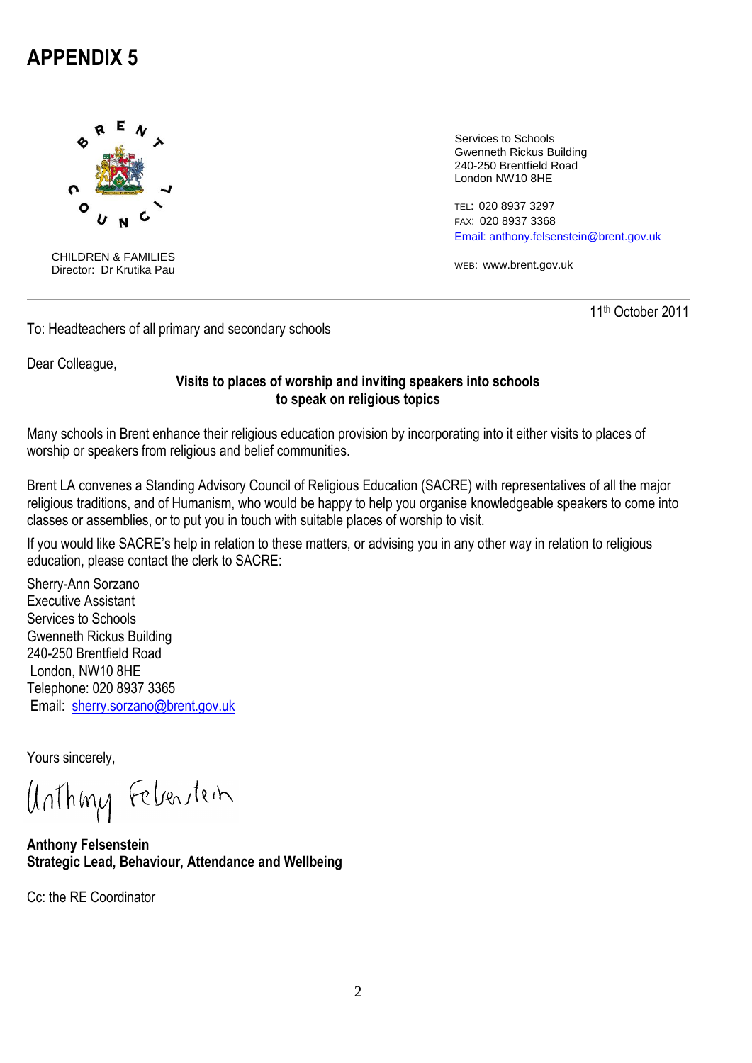# APPENDIX 5

BRENT COUNCIL

CHILDREN & FAMILIES
Director: Dr Krutika Pau

Services to Schools
Gwenneth Rickus Building
240-250 Brentfield Road
London NW10 8HE

TEL: 020 8937 3297
FAX: 020 8937 3368
Email: anthony.felsenstein@brent.gov.uk

WEB: www.brent.gov.uk

---

11th October 2011

To: Headteachers of all primary and secondary schools

Dear Colleague,

**Visits to places of worship and inviting speakers into schools to speak on religious topics**

Many schools in Brent enhance their religious education provision by incorporating into it either visits to places of worship or speakers from religious and belief communities.

Brent LA convenes a Standing Advisory Council of Religious Education (SACRE) with representatives of all the major religious traditions, and of Humanism, who would be happy to help you organise knowledgeable speakers to come into classes or assemblies, or to put you in touch with suitable places of worship to visit.

If you would like SACRE's help in relation to these matters, or advising you in any other way in relation to religious education, please contact the clerk to SACRE:

Sherry-Ann Sorzano
Executive Assistant
Services to Schools
Gwenneth Rickus Building
240-250 Brentfield Road
London, NW10 8HE
Telephone: 020 8937 3365
Email: sherry.sorzano@brent.gov.uk

Yours sincerely,

Anthony Felsenstein

**Anthony Felsenstein**
**Strategic Lead, Behaviour, Attendance and Wellbeing**

Cc: the RE Coordinator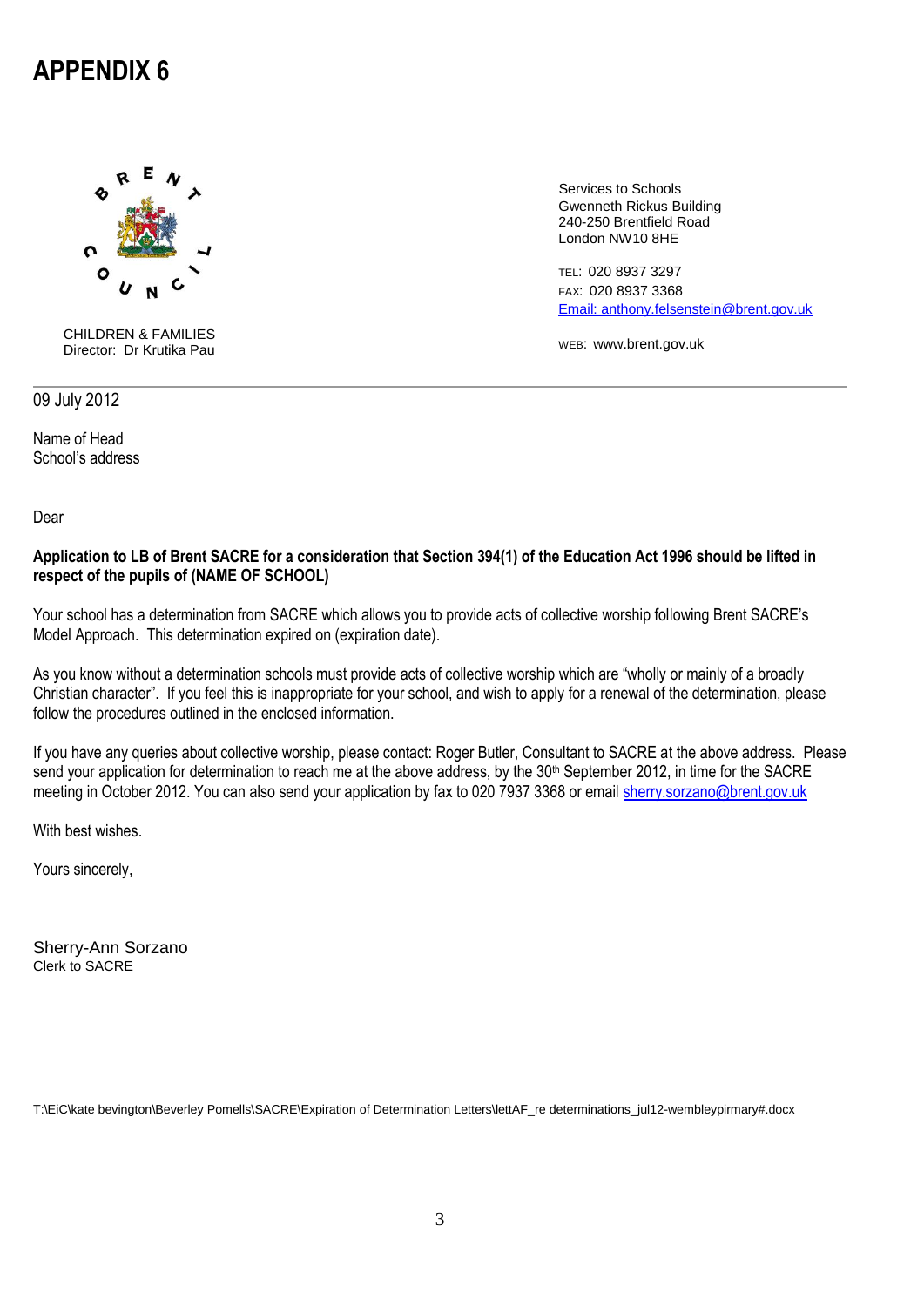# APPENDIX 6

BRENT COUNCIL

CHILDREN & FAMILIES
Director: Dr Krutika Pau

Services to Schools
Gwenneth Rickus Building
240-250 Brentfield Road
London NW10 8HE

TEL: 020 8937 3297
FAX: 020 8937 3368
Email: anthony.felsenstein@brent.gov.uk

WEB: www.brent.gov.uk

---

09 July 2012

Name of Head
School's address

Dear

**Application to LB of Brent SACRE for a consideration that Section 394(1) of the Education Act 1996 should be lifted in respect of the pupils of (NAME OF SCHOOL)**

Your school has a determination from SACRE which allows you to provide acts of collective worship following Brent SACRE's Model Approach. This determination expired on (expiration date).

As you know without a determination schools must provide acts of collective worship which are "wholly or mainly of a broadly Christian character". If you feel this is inappropriate for your school, and wish to apply for a renewal of the determination, please follow the procedures outlined in the enclosed information.

If you have any queries about collective worship, please contact: Roger Butler, Consultant to SACRE at the above address. Please send your application for determination to reach me at the above address, by the 30th September 2012, in time for the SACRE meeting in October 2012. You can also send your application by fax to 020 7937 3368 or email sherry.sorzano@brent.gov.uk

With best wishes.

Yours sincerely,

Sherry-Ann Sorzano
Clerk to SACRE

T:\EiC\kate bevington\Beverley Pomells\SACRE\Expiration of Determination Letters\lettAF_re determinations_jul12-wembleypirmary#.docx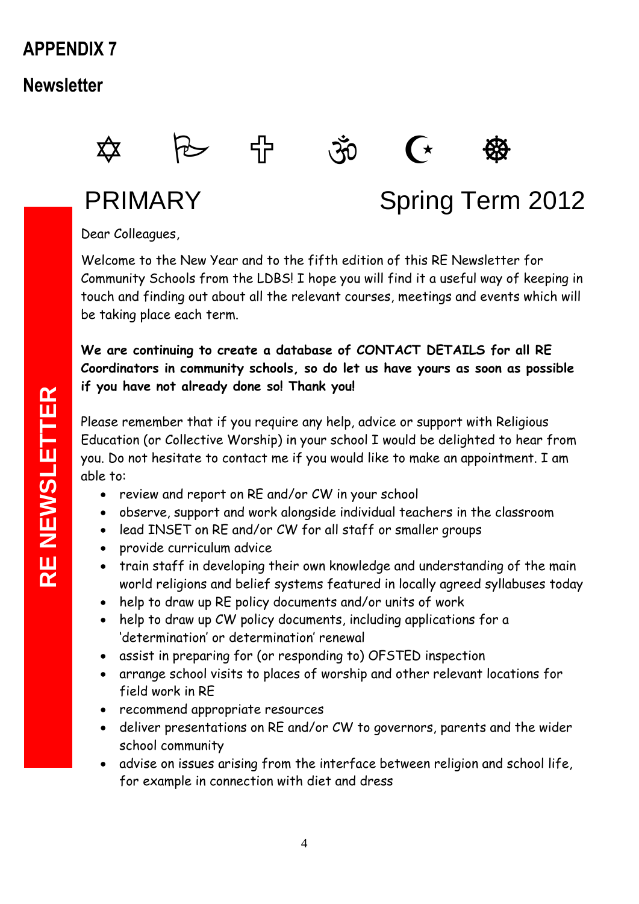# APPENDIX 7

## Newsletter

✡ ☬ ✝ ॐ ☪ ☸

PRIMARY

Spring Term 2012

RE NEWSLETTER

Dear Colleagues,

Welcome to the New Year and to the fifth edition of this RE Newsletter for Community Schools from the LDBS! I hope you will find it a useful way of keeping in touch and finding out about all the relevant courses, meetings and events which will be taking place each term.

**We are continuing to create a database of CONTACT DETAILS for all RE Coordinators in community schools, so do let us have yours as soon as possible if you have not already done so! Thank you!**

Please remember that if you require any help, advice or support with Religious Education (or Collective Worship) in your school I would be delighted to hear from you. Do not hesitate to contact me if you would like to make an appointment. I am able to:

- review and report on RE and/or CW in your school
- observe, support and work alongside individual teachers in the classroom
- lead INSET on RE and/or CW for all staff or smaller groups
- provide curriculum advice
- train staff in developing their own knowledge and understanding of the main world religions and belief systems featured in locally agreed syllabuses today
- help to draw up RE policy documents and/or units of work
- help to draw up CW policy documents, including applications for a 'determination' or determination' renewal
- assist in preparing for (or responding to) OFSTED inspection
- arrange school visits to places of worship and other relevant locations for field work in RE
- recommend appropriate resources
- deliver presentations on RE and/or CW to governors, parents and the wider school community
- advise on issues arising from the interface between religion and school life, for example in connection with diet and dress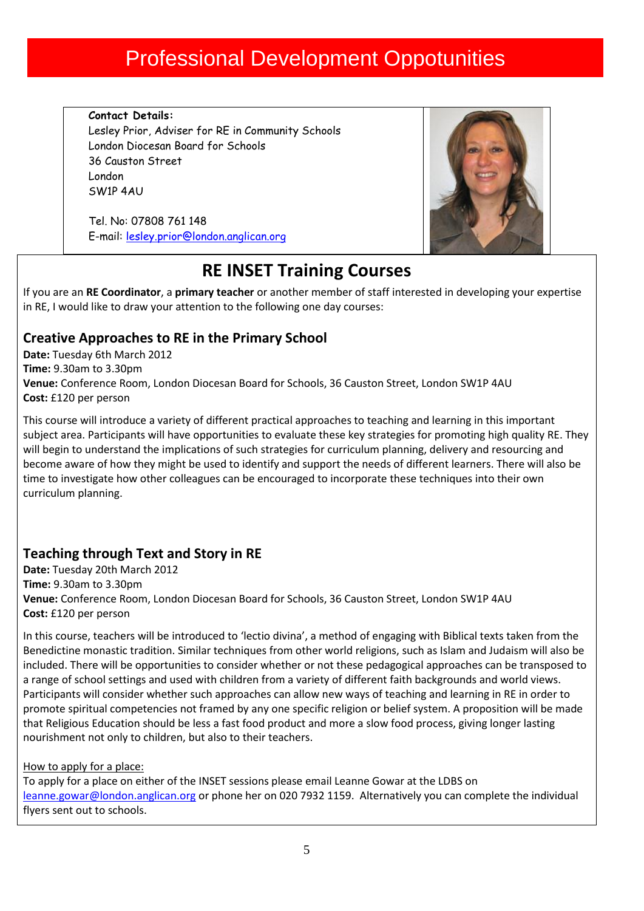# Professional Development Oppotunities

**Contact Details:**
Lesley Prior, Adviser for RE in Community Schools
London Diocesan Board for Schools
36 Causton Street
London
SW1P 4AU

Tel. No: 07808 761 148
E-mail: lesley.prior@london.anglican.org

## RE INSET Training Courses

If you are an **RE Coordinator**, a **primary teacher** or another member of staff interested in developing your expertise in RE, I would like to draw your attention to the following one day courses:

### Creative Approaches to RE in the Primary School

**Date:** Tuesday 6th March 2012
**Time:** 9.30am to 3.30pm
**Venue:** Conference Room, London Diocesan Board for Schools, 36 Causton Street, London SW1P 4AU
**Cost:** £120 per person

This course will introduce a variety of different practical approaches to teaching and learning in this important subject area. Participants will have opportunities to evaluate these key strategies for promoting high quality RE. They will begin to understand the implications of such strategies for curriculum planning, delivery and resourcing and become aware of how they might be used to identify and support the needs of different learners. There will also be time to investigate how other colleagues can be encouraged to incorporate these techniques into their own curriculum planning.

### Teaching through Text and Story in RE

**Date:** Tuesday 20th March 2012
**Time:** 9.30am to 3.30pm
**Venue:** Conference Room, London Diocesan Board for Schools, 36 Causton Street, London SW1P 4AU
**Cost:** £120 per person

In this course, teachers will be introduced to 'lectio divina', a method of engaging with Biblical texts taken from the Benedictine monastic tradition. Similar techniques from other world religions, such as Islam and Judaism will also be included. There will be opportunities to consider whether or not these pedagogical approaches can be transposed to a range of school settings and used with children from a variety of different faith backgrounds and world views. Participants will consider whether such approaches can allow new ways of teaching and learning in RE in order to promote spiritual competencies not framed by any one specific religion or belief system. A proposition will be made that Religious Education should be less a fast food product and more a slow food process, giving longer lasting nourishment not only to children, but also to their teachers.

How to apply for a place:
To apply for a place on either of the INSET sessions please email Leanne Gowar at the LDBS on leanne.gowar@london.anglican.org or phone her on 020 7932 1159. Alternatively you can complete the individual flyers sent out to schools.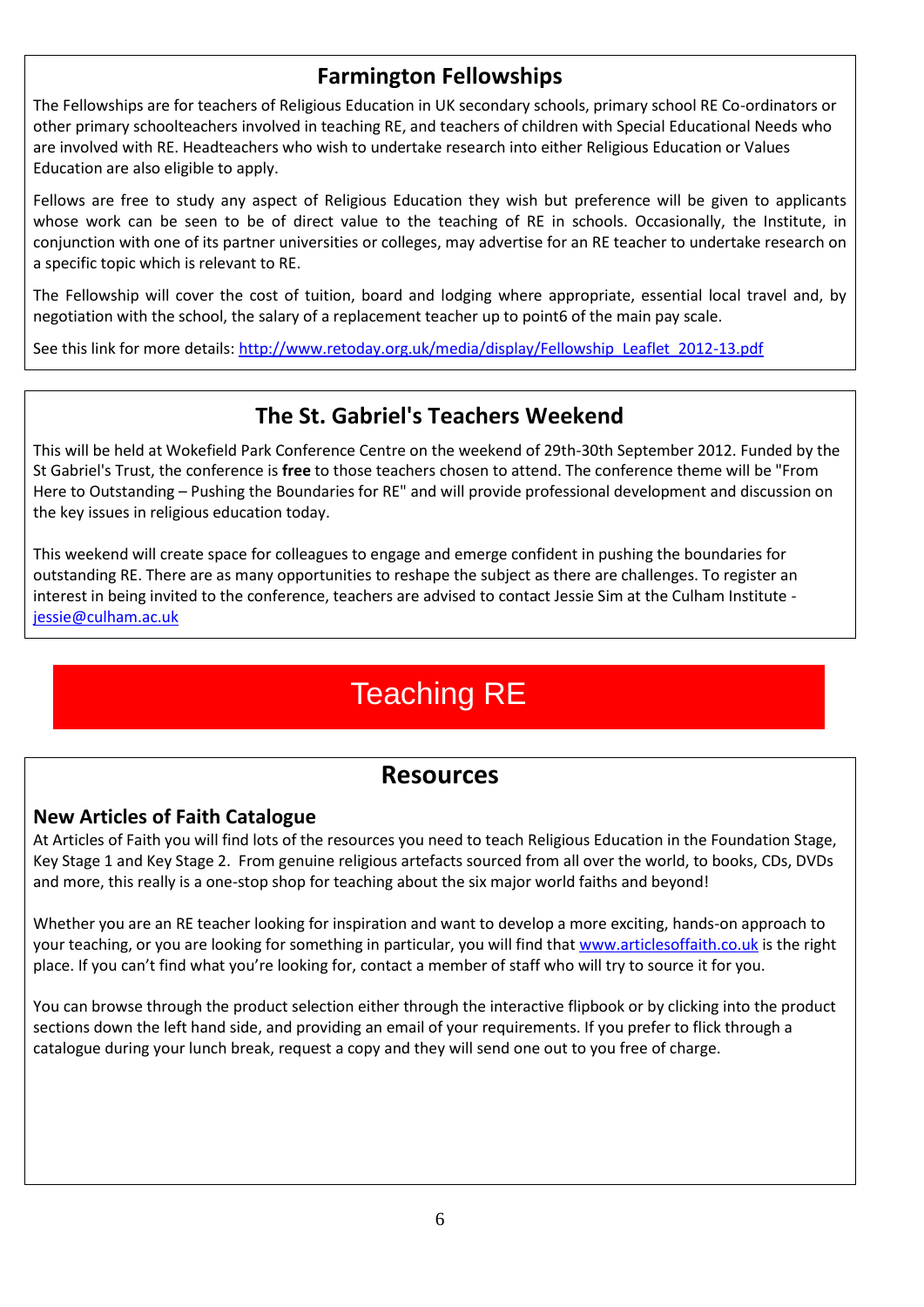## Farmington Fellowships

The Fellowships are for teachers of Religious Education in UK secondary schools, primary school RE Co-ordinators or other primary schoolteachers involved in teaching RE, and teachers of children with Special Educational Needs who are involved with RE. Headteachers who wish to undertake research into either Religious Education or Values Education are also eligible to apply.

Fellows are free to study any aspect of Religious Education they wish but preference will be given to applicants whose work can be seen to be of direct value to the teaching of RE in schools. Occasionally, the Institute, in conjunction with one of its partner universities or colleges, may advertise for an RE teacher to undertake research on a specific topic which is relevant to RE.

The Fellowship will cover the cost of tuition, board and lodging where appropriate, essential local travel and, by negotiation with the school, the salary of a replacement teacher up to point6 of the main pay scale.

See this link for more details: http://www.retoday.org.uk/media/display/Fellowship_Leaflet_2012-13.pdf

## The St. Gabriel's Teachers Weekend

This will be held at Wokefield Park Conference Centre on the weekend of 29th-30th September 2012. Funded by the St Gabriel's Trust, the conference is **free** to those teachers chosen to attend. The conference theme will be "From Here to Outstanding – Pushing the Boundaries for RE" and will provide professional development and discussion on the key issues in religious education today.

This weekend will create space for colleagues to engage and emerge confident in pushing the boundaries for outstanding RE. There are as many opportunities to reshape the subject as there are challenges. To register an interest in being invited to the conference, teachers are advised to contact Jessie Sim at the Culham Institute - jessie@culham.ac.uk

# Teaching RE

## Resources

### New Articles of Faith Catalogue

At Articles of Faith you will find lots of the resources you need to teach Religious Education in the Foundation Stage, Key Stage 1 and Key Stage 2. From genuine religious artefacts sourced from all over the world, to books, CDs, DVDs and more, this really is a one-stop shop for teaching about the six major world faiths and beyond!

Whether you are an RE teacher looking for inspiration and want to develop a more exciting, hands-on approach to your teaching, or you are looking for something in particular, you will find that www.articlesoffaith.co.uk is the right place. If you can't find what you're looking for, contact a member of staff who will try to source it for you.

You can browse through the product selection either through the interactive flipbook or by clicking into the product sections down the left hand side, and providing an email of your requirements. If you prefer to flick through a catalogue during your lunch break, request a copy and they will send one out to you free of charge.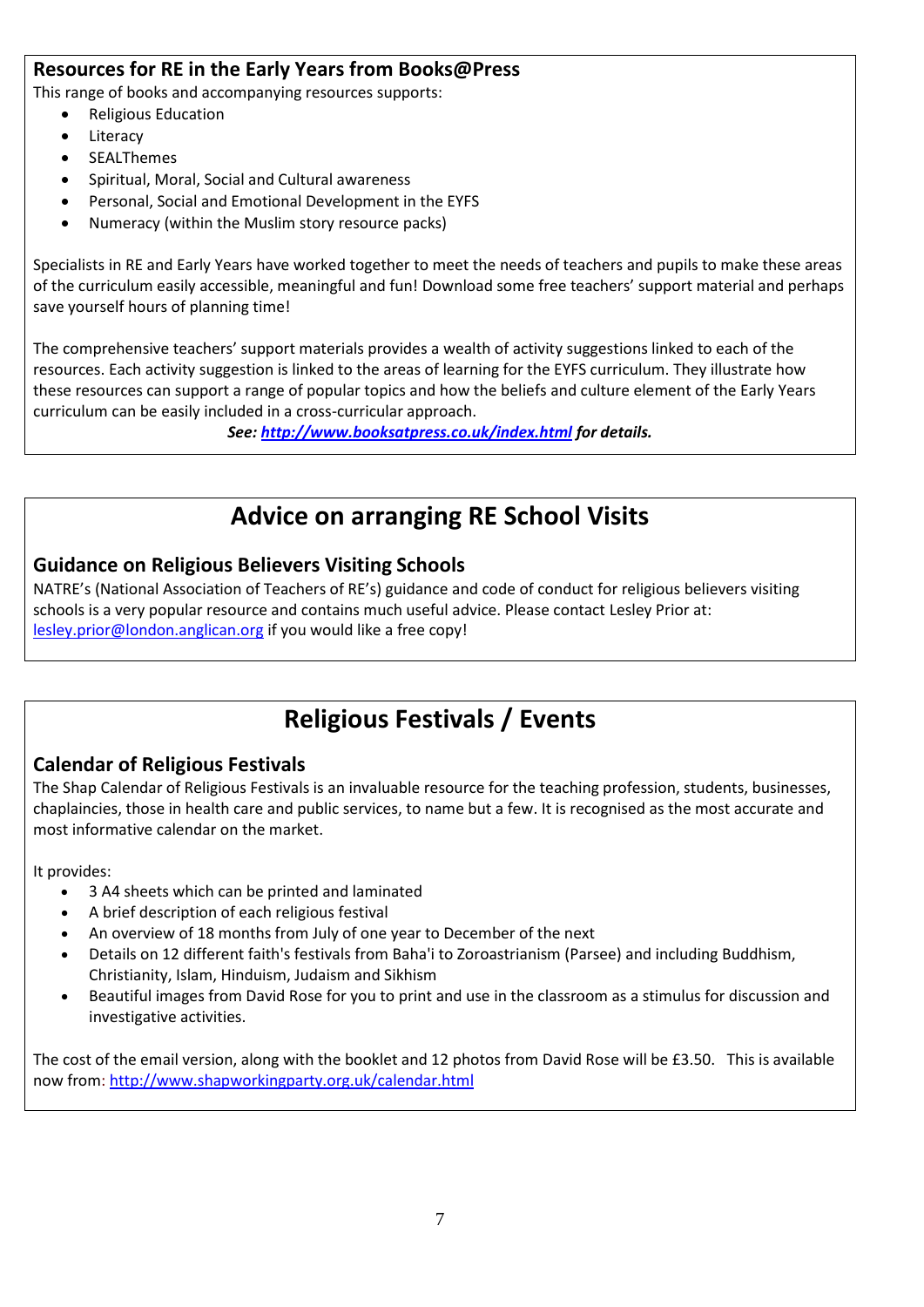### Resources for RE in the Early Years from Books@Press

This range of books and accompanying resources supports:

- Religious Education
- Literacy
- SEALThemes
- Spiritual, Moral, Social and Cultural awareness
- Personal, Social and Emotional Development in the EYFS
- Numeracy (within the Muslim story resource packs)

Specialists in RE and Early Years have worked together to meet the needs of teachers and pupils to make these areas of the curriculum easily accessible, meaningful and fun! Download some free teachers' support material and perhaps save yourself hours of planning time!

The comprehensive teachers' support materials provides a wealth of activity suggestions linked to each of the resources. Each activity suggestion is linked to the areas of learning for the EYFS curriculum. They illustrate how these resources can support a range of popular topics and how the beliefs and culture element of the Early Years curriculum can be easily included in a cross-curricular approach.

***See: http://www.booksatpress.co.uk/index.html for details.***

## Advice on arranging RE School Visits

### Guidance on Religious Believers Visiting Schools

NATRE's (National Association of Teachers of RE's) guidance and code of conduct for religious believers visiting schools is a very popular resource and contains much useful advice. Please contact Lesley Prior at: lesley.prior@london.anglican.org if you would like a free copy!

## Religious Festivals / Events

### Calendar of Religious Festivals

The Shap Calendar of Religious Festivals is an invaluable resource for the teaching profession, students, businesses, chaplaincies, those in health care and public services, to name but a few. It is recognised as the most accurate and most informative calendar on the market.

It provides:

- 3 A4 sheets which can be printed and laminated
- A brief description of each religious festival
- An overview of 18 months from July of one year to December of the next
- Details on 12 different faith's festivals from Baha'i to Zoroastrianism (Parsee) and including Buddhism, Christianity, Islam, Hinduism, Judaism and Sikhism
- Beautiful images from David Rose for you to print and use in the classroom as a stimulus for discussion and investigative activities.

The cost of the email version, along with the booklet and 12 photos from David Rose will be £3.50. This is available now from: http://www.shapworkingparty.org.uk/calendar.html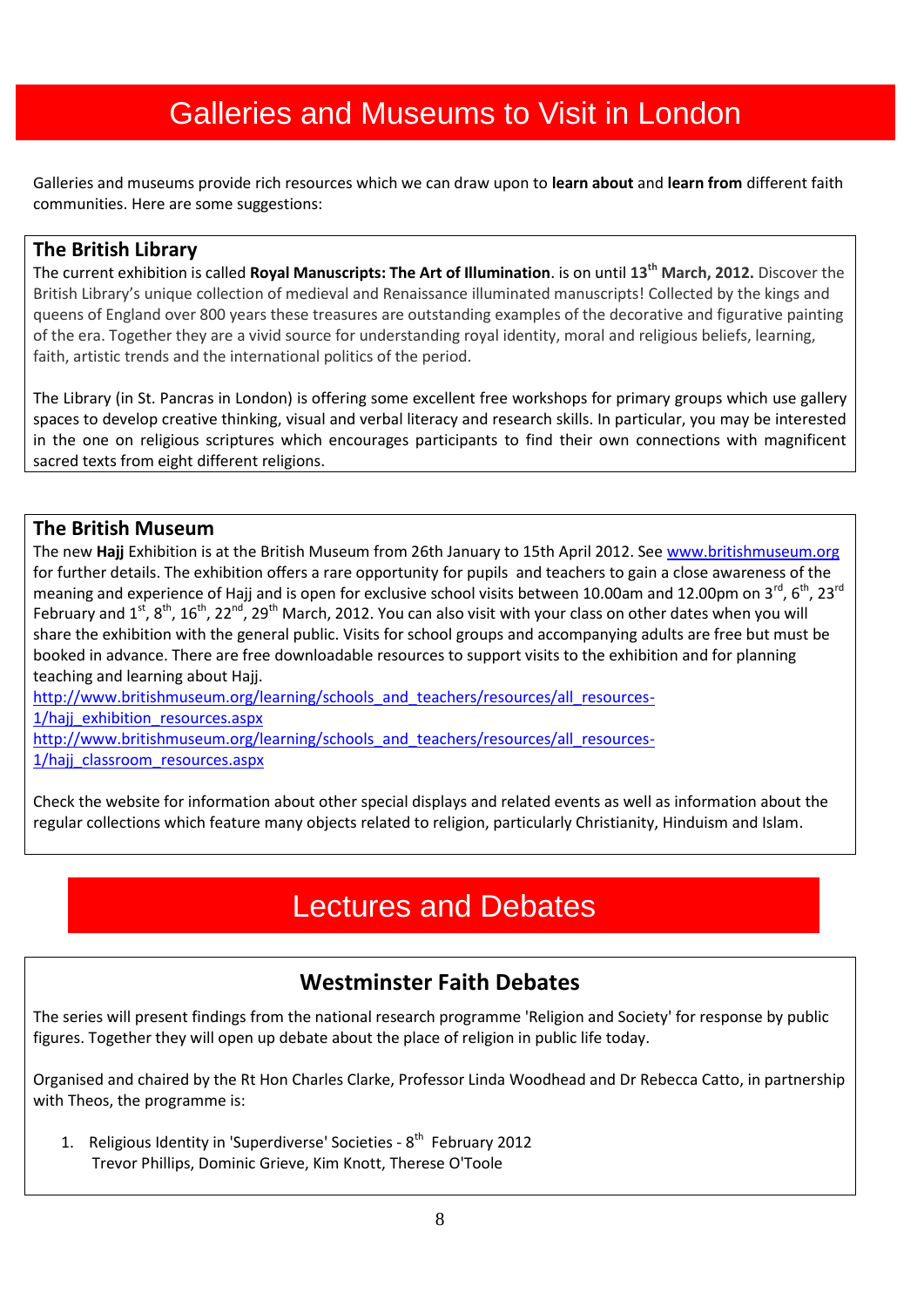# Galleries and Museums to Visit in London

Galleries and museums provide rich resources which we can draw upon to **learn about** and **learn from** different faith communities. Here are some suggestions:

## The British Library

The current exhibition is called **Royal Manuscripts: The Art of Illumination**. is on until **13th March, 2012.** Discover the British Library's unique collection of medieval and Renaissance illuminated manuscripts! Collected by the kings and queens of England over 800 years these treasures are outstanding examples of the decorative and figurative painting of the era. Together they are a vivid source for understanding royal identity, moral and religious beliefs, learning, faith, artistic trends and the international politics of the period.

The Library (in St. Pancras in London) is offering some excellent free workshops for primary groups which use gallery spaces to develop creative thinking, visual and verbal literacy and research skills. In particular, you may be interested in the one on religious scriptures which encourages participants to find their own connections with magnificent sacred texts from eight different religions.

## The British Museum

The new **Hajj** Exhibition is at the British Museum from 26th January to 15th April 2012. See www.britishmuseum.org for further details. The exhibition offers a rare opportunity for pupils and teachers to gain a close awareness of the meaning and experience of Hajj and is open for exclusive school visits between 10.00am and 12.00pm on 3rd, 6th, 23rd February and 1st, 8th, 16th, 22nd, 29th March, 2012. You can also visit with your class on other dates when you will share the exhibition with the general public. Visits for school groups and accompanying adults are free but must be booked in advance. There are free downloadable resources to support visits to the exhibition and for planning teaching and learning about Hajj.

http://www.britishmuseum.org/learning/schools_and_teachers/resources/all_resources-1/hajj_exhibition_resources.aspx

http://www.britishmuseum.org/learning/schools_and_teachers/resources/all_resources-1/hajj_classroom_resources.aspx

Check the website for information about other special displays and related events as well as information about the regular collections which feature many objects related to religion, particularly Christianity, Hinduism and Islam.

# Lectures and Debates

## Westminster Faith Debates

The series will present findings from the national research programme 'Religion and Society' for response by public figures. Together they will open up debate about the place of religion in public life today.

Organised and chaired by the Rt Hon Charles Clarke, Professor Linda Woodhead and Dr Rebecca Catto, in partnership with Theos, the programme is:

1. Religious Identity in 'Superdiverse' Societies - 8th February 2012
   Trevor Phillips, Dominic Grieve, Kim Knott, Therese O'Toole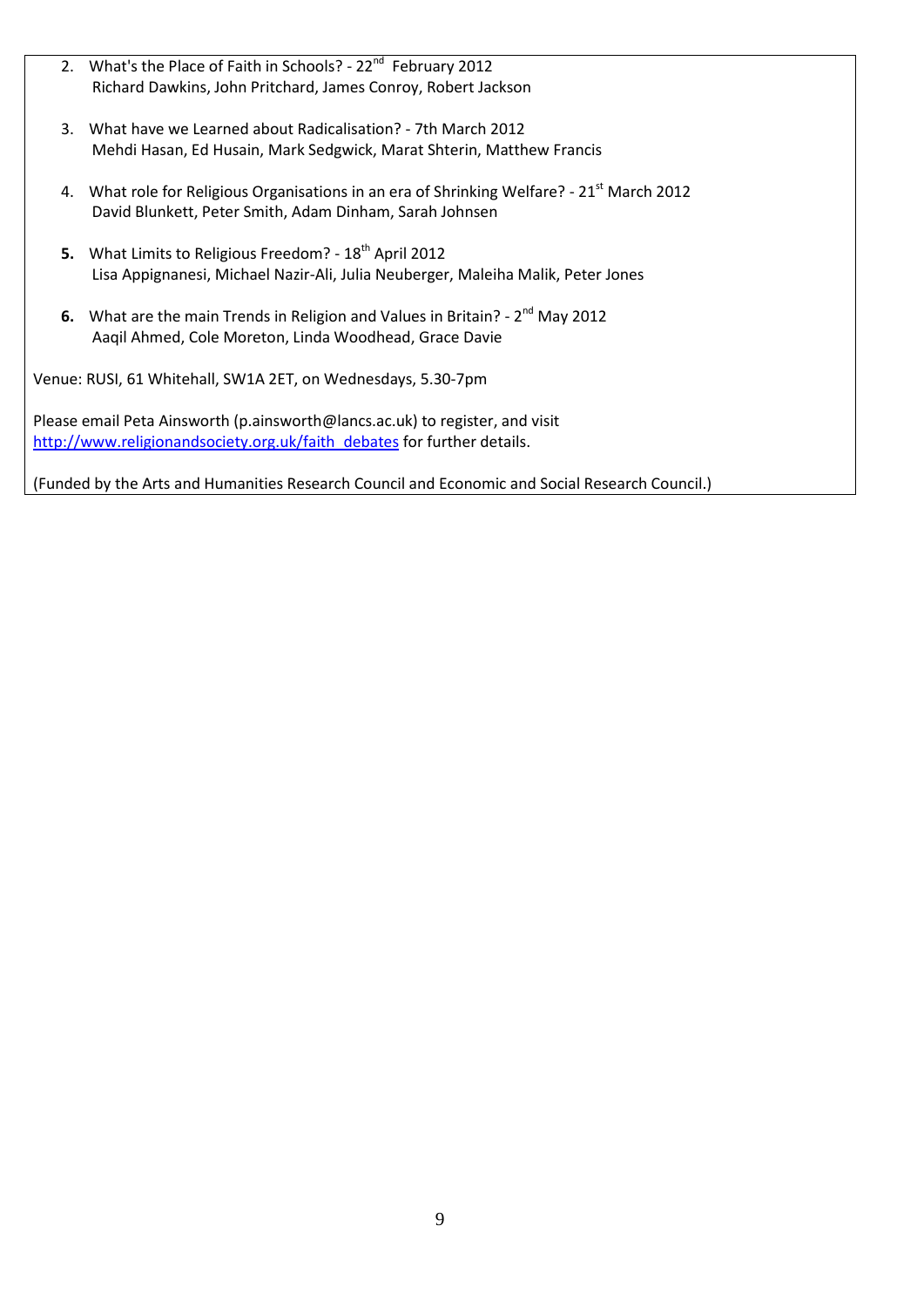2. What's the Place of Faith in Schools? - 22nd February 2012
   Richard Dawkins, John Pritchard, James Conroy, Robert Jackson

3. What have we Learned about Radicalisation? - 7th March 2012
   Mehdi Hasan, Ed Husain, Mark Sedgwick, Marat Shterin, Matthew Francis

4. What role for Religious Organisations in an era of Shrinking Welfare? - 21st March 2012
   David Blunkett, Peter Smith, Adam Dinham, Sarah Johnsen

5. What Limits to Religious Freedom? - 18th April 2012
   Lisa Appignanesi, Michael Nazir-Ali, Julia Neuberger, Maleiha Malik, Peter Jones

6. What are the main Trends in Religion and Values in Britain? - 2nd May 2012
   Aaqil Ahmed, Cole Moreton, Linda Woodhead, Grace Davie

Venue: RUSI, 61 Whitehall, SW1A 2ET, on Wednesdays, 5.30-7pm

Please email Peta Ainsworth (p.ainsworth@lancs.ac.uk) to register, and visit http://www.religionandsociety.org.uk/faith_debates for further details.

(Funded by the Arts and Humanities Research Council and Economic and Social Research Council.)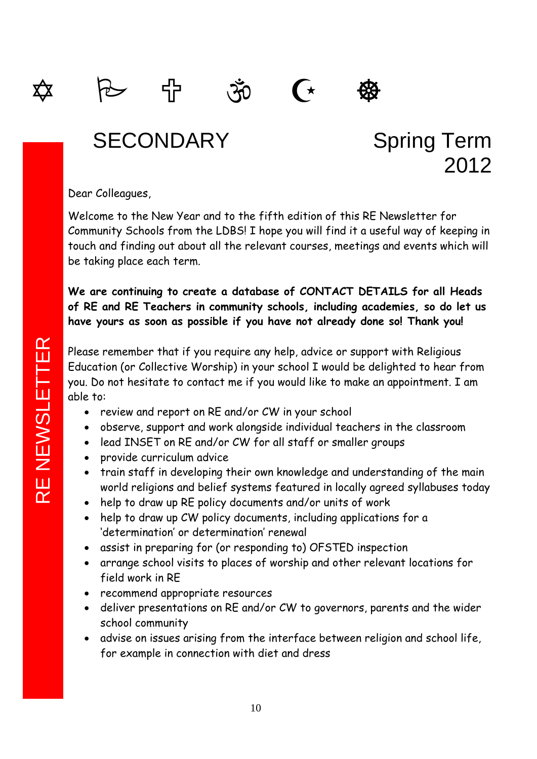# SECONDARY

## Spring Term 2012

RE NEWSLETTER

Dear Colleagues,

Welcome to the New Year and to the fifth edition of this RE Newsletter for Community Schools from the LDBS! I hope you will find it a useful way of keeping in touch and finding out about all the relevant courses, meetings and events which will be taking place each term.

**We are continuing to create a database of CONTACT DETAILS for all Heads of RE and RE Teachers in community schools, including academies, so do let us have yours as soon as possible if you have not already done so! Thank you!**

Please remember that if you require any help, advice or support with Religious Education (or Collective Worship) in your school I would be delighted to hear from you. Do not hesitate to contact me if you would like to make an appointment. I am able to:

- review and report on RE and/or CW in your school
- observe, support and work alongside individual teachers in the classroom
- lead INSET on RE and/or CW for all staff or smaller groups
- provide curriculum advice
- train staff in developing their own knowledge and understanding of the main world religions and belief systems featured in locally agreed syllabuses today
- help to draw up RE policy documents and/or units of work
- help to draw up CW policy documents, including applications for a 'determination' or determination' renewal
- assist in preparing for (or responding to) OFSTED inspection
- arrange school visits to places of worship and other relevant locations for field work in RE
- recommend appropriate resources
- deliver presentations on RE and/or CW to governors, parents and the wider school community
- advise on issues arising from the interface between religion and school life, for example in connection with diet and dress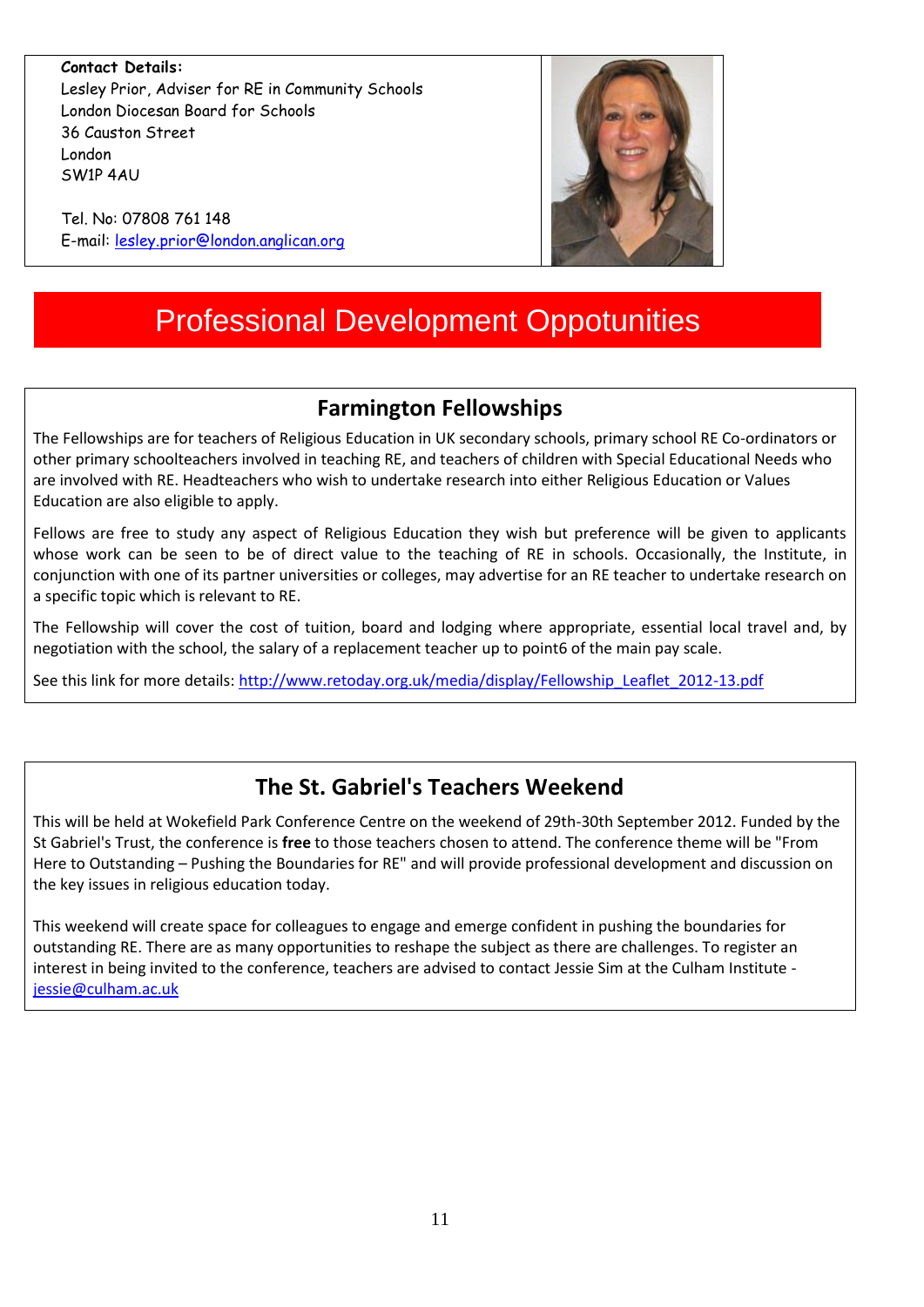**Contact Details:**
Lesley Prior, Adviser for RE in Community Schools
London Diocesan Board for Schools
36 Causton Street
London
SW1P 4AU

Tel. No: 07808 761 148
E-mail: lesley.prior@london.anglican.org

# Professional Development Oppotunities

## Farmington Fellowships

The Fellowships are for teachers of Religious Education in UK secondary schools, primary school RE Co-ordinators or other primary schoolteachers involved in teaching RE, and teachers of children with Special Educational Needs who are involved with RE. Headteachers who wish to undertake research into either Religious Education or Values Education are also eligible to apply.

Fellows are free to study any aspect of Religious Education they wish but preference will be given to applicants whose work can be seen to be of direct value to the teaching of RE in schools. Occasionally, the Institute, in conjunction with one of its partner universities or colleges, may advertise for an RE teacher to undertake research on a specific topic which is relevant to RE.

The Fellowship will cover the cost of tuition, board and lodging where appropriate, essential local travel and, by negotiation with the school, the salary of a replacement teacher up to point6 of the main pay scale.

See this link for more details: http://www.retoday.org.uk/media/display/Fellowship_Leaflet_2012-13.pdf

## The St. Gabriel's Teachers Weekend

This will be held at Wokefield Park Conference Centre on the weekend of 29th-30th September 2012. Funded by the St Gabriel's Trust, the conference is **free** to those teachers chosen to attend. The conference theme will be "From Here to Outstanding – Pushing the Boundaries for RE" and will provide professional development and discussion on the key issues in religious education today.

This weekend will create space for colleagues to engage and emerge confident in pushing the boundaries for outstanding RE. There are as many opportunities to reshape the subject as there are challenges. To register an interest in being invited to the conference, teachers are advised to contact Jessie Sim at the Culham Institute - jessie@culham.ac.uk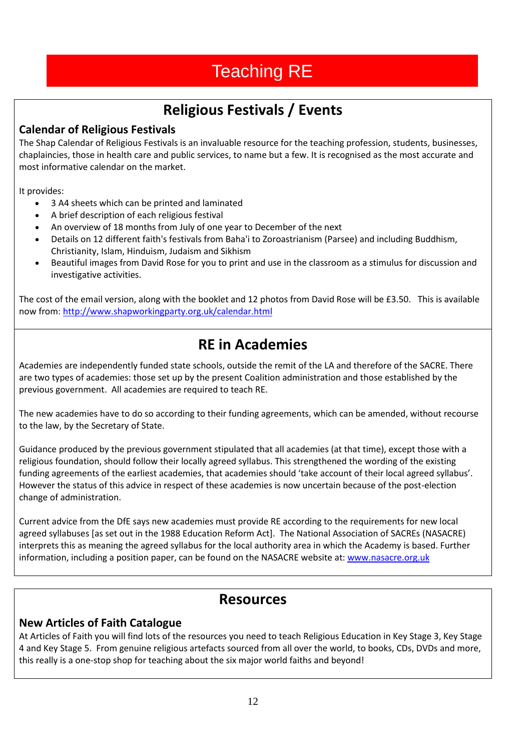# Teaching RE

## Religious Festivals / Events

### Calendar of Religious Festivals

The Shap Calendar of Religious Festivals is an invaluable resource for the teaching profession, students, businesses, chaplaincies, those in health care and public services, to name but a few. It is recognised as the most accurate and most informative calendar on the market.

It provides:

- 3 A4 sheets which can be printed and laminated
- A brief description of each religious festival
- An overview of 18 months from July of one year to December of the next
- Details on 12 different faith's festivals from Baha'i to Zoroastrianism (Parsee) and including Buddhism, Christianity, Islam, Hinduism, Judaism and Sikhism
- Beautiful images from David Rose for you to print and use in the classroom as a stimulus for discussion and investigative activities.

The cost of the email version, along with the booklet and 12 photos from David Rose will be £3.50. This is available now from: http://www.shapworkingparty.org.uk/calendar.html

## RE in Academies

Academies are independently funded state schools, outside the remit of the LA and therefore of the SACRE. There are two types of academies: those set up by the present Coalition administration and those established by the previous government. All academies are required to teach RE.

The new academies have to do so according to their funding agreements, which can be amended, without recourse to the law, by the Secretary of State.

Guidance produced by the previous government stipulated that all academies (at that time), except those with a religious foundation, should follow their locally agreed syllabus. This strengthened the wording of the existing funding agreements of the earliest academies, that academies should 'take account of their local agreed syllabus'. However the status of this advice in respect of these academies is now uncertain because of the post-election change of administration.

Current advice from the DfE says new academies must provide RE according to the requirements for new local agreed syllabuses [as set out in the 1988 Education Reform Act]. The National Association of SACREs (NASACRE) interprets this as meaning the agreed syllabus for the local authority area in which the Academy is based. Further information, including a position paper, can be found on the NASACRE website at: www.nasacre.org.uk

## Resources

### New Articles of Faith Catalogue

At Articles of Faith you will find lots of the resources you need to teach Religious Education in Key Stage 3, Key Stage 4 and Key Stage 5. From genuine religious artefacts sourced from all over the world, to books, CDs, DVDs and more, this really is a one-stop shop for teaching about the six major world faiths and beyond!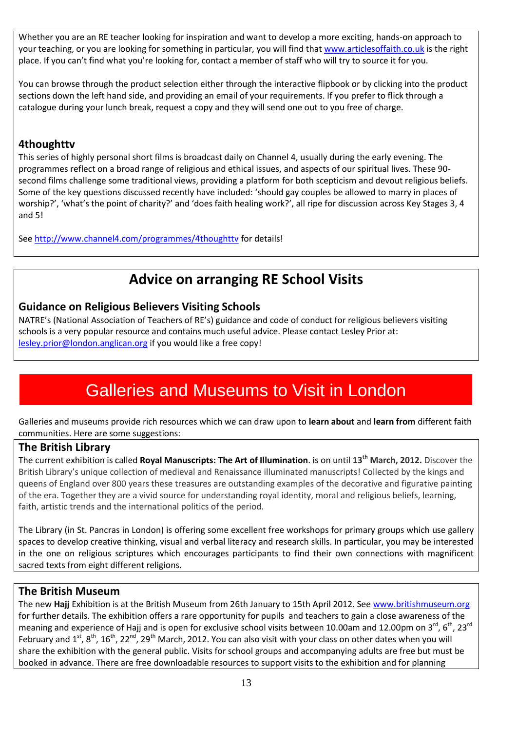Whether you are an RE teacher looking for inspiration and want to develop a more exciting, hands-on approach to your teaching, or you are looking for something in particular, you will find that www.articlesoffaith.co.uk is the right place. If you can't find what you're looking for, contact a member of staff who will try to source it for you.

You can browse through the product selection either through the interactive flipbook or by clicking into the product sections down the left hand side, and providing an email of your requirements. If you prefer to flick through a catalogue during your lunch break, request a copy and they will send one out to you free of charge.

### 4thoughttv

This series of highly personal short films is broadcast daily on Channel 4, usually during the early evening. The programmes reflect on a broad range of religious and ethical issues, and aspects of our spiritual lives. These 90-second films challenge some traditional views, providing a platform for both scepticism and devout religious beliefs. Some of the key questions discussed recently have included: 'should gay couples be allowed to marry in places of worship?', 'what's the point of charity?' and 'does faith healing work?', all ripe for discussion across Key Stages 3, 4 and 5!

See http://www.channel4.com/programmes/4thoughttv for details!

## Advice on arranging RE School Visits

### Guidance on Religious Believers Visiting Schools

NATRE's (National Association of Teachers of RE's) guidance and code of conduct for religious believers visiting schools is a very popular resource and contains much useful advice. Please contact Lesley Prior at: lesley.prior@london.anglican.org if you would like a free copy!

# Galleries and Museums to Visit in London

Galleries and museums provide rich resources which we can draw upon to **learn about** and **learn from** different faith communities. Here are some suggestions:

### The British Library

The current exhibition is called **Royal Manuscripts: The Art of Illumination**. is on until **13th March, 2012.** Discover the British Library's unique collection of medieval and Renaissance illuminated manuscripts! Collected by the kings and queens of England over 800 years these treasures are outstanding examples of the decorative and figurative painting of the era. Together they are a vivid source for understanding royal identity, moral and religious beliefs, learning, faith, artistic trends and the international politics of the period.

The Library (in St. Pancras in London) is offering some excellent free workshops for primary groups which use gallery spaces to develop creative thinking, visual and verbal literacy and research skills. In particular, you may be interested in the one on religious scriptures which encourages participants to find their own connections with magnificent sacred texts from eight different religions.

### The British Museum

The new **Hajj** Exhibition is at the British Museum from 26th January to 15th April 2012. See www.britishmuseum.org for further details. The exhibition offers a rare opportunity for pupils and teachers to gain a close awareness of the meaning and experience of Hajj and is open for exclusive school visits between 10.00am and 12.00pm on 3rd, 6th, 23rd February and 1st, 8th, 16th, 22nd, 29th March, 2012. You can also visit with your class on other dates when you will share the exhibition with the general public. Visits for school groups and accompanying adults are free but must be booked in advance. There are free downloadable resources to support visits to the exhibition and for planning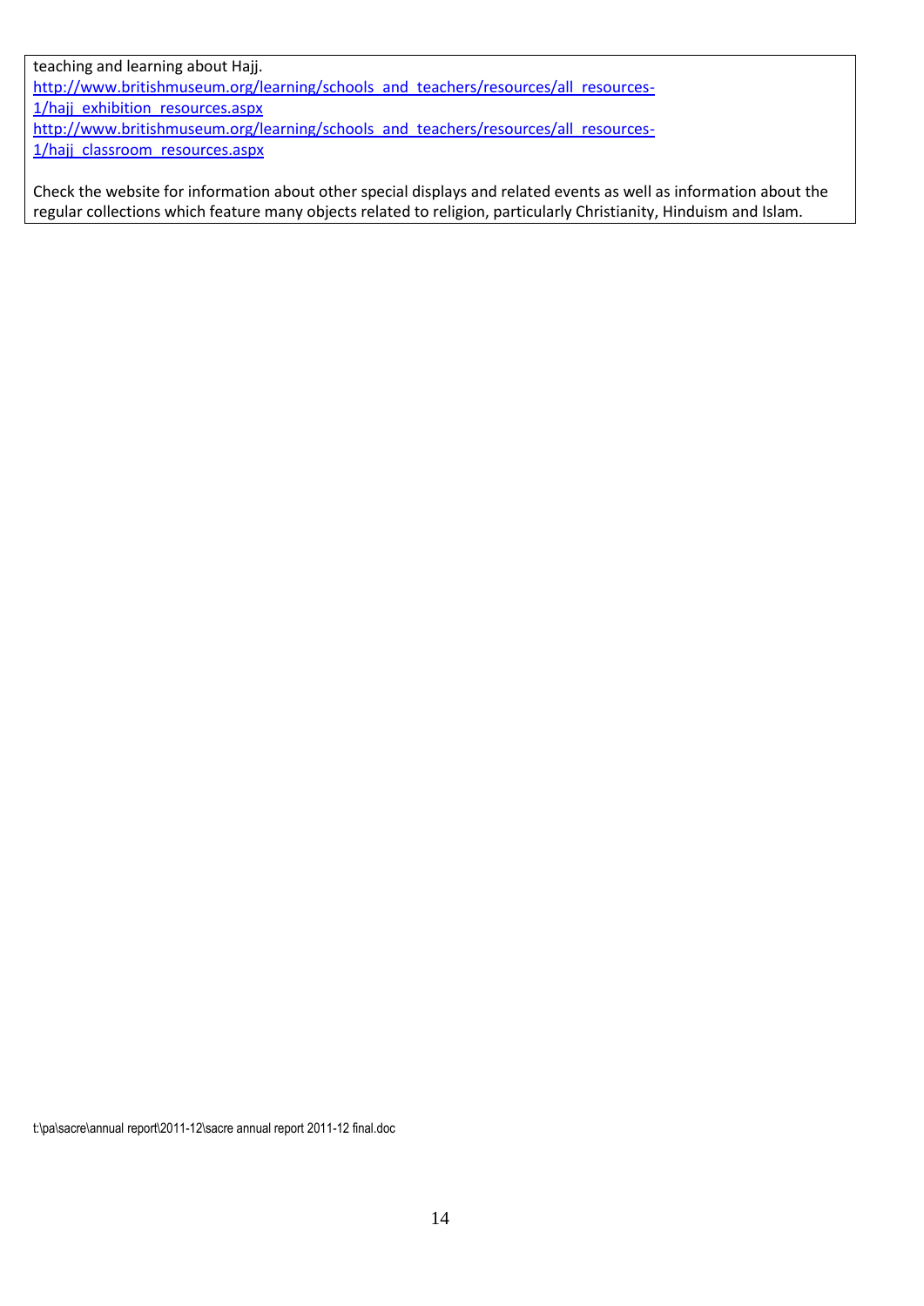teaching and learning about Hajj.
http://www.britishmuseum.org/learning/schools_and_teachers/resources/all_resources-1/hajj_exhibition_resources.aspx
http://www.britishmuseum.org/learning/schools_and_teachers/resources/all_resources-1/hajj_classroom_resources.aspx

Check the website for information about other special displays and related events as well as information about the regular collections which feature many objects related to religion, particularly Christianity, Hinduism and Islam.

t:\pa\sacre\annual report\2011-12\sacre annual report 2011-12 final.doc